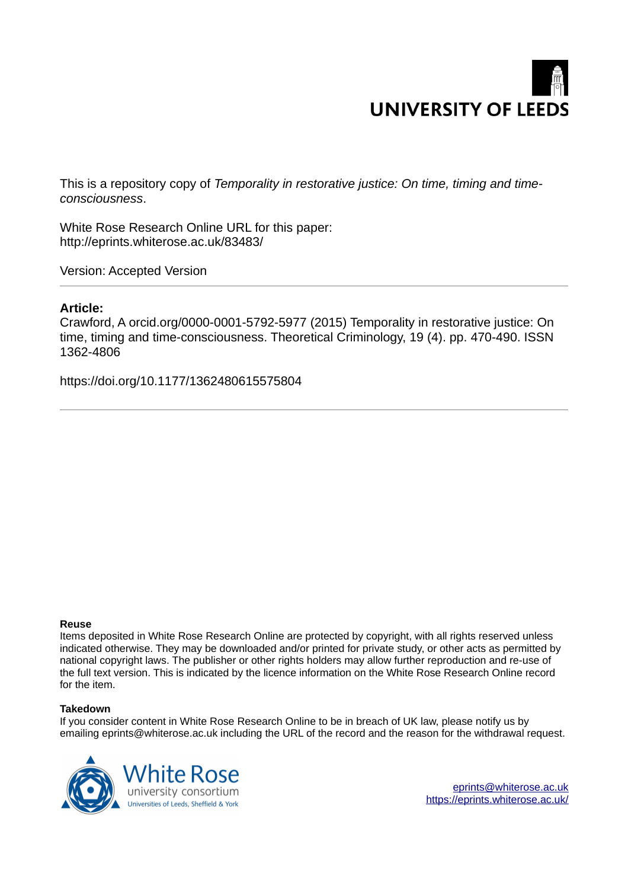UNIVERSITY OF LEEDS

This is a repository copy of *Temporality in restorative justice: On time, timing and time-consciousness*.

White Rose Research Online URL for this paper:
http://eprints.whiterose.ac.uk/83483/

Version: Accepted Version

**Article:**

Crawford, A orcid.org/0000-0001-5792-5977 (2015) Temporality in restorative justice: On time, timing and time-consciousness. Theoretical Criminology, 19 (4). pp. 470-490. ISSN 1362-4806

https://doi.org/10.1177/1362480615575804

**Reuse**

Items deposited in White Rose Research Online are protected by copyright, with all rights reserved unless indicated otherwise. They may be downloaded and/or printed for private study, or other acts as permitted by national copyright laws. The publisher or other rights holders may allow further reproduction and re-use of the full text version. This is indicated by the licence information on the White Rose Research Online record for the item.

**Takedown**

If you consider content in White Rose Research Online to be in breach of UK law, please notify us by emailing eprints@whiterose.ac.uk including the URL of the record and the reason for the withdrawal request.

White Rose university consortium
Universities of Leeds, Sheffield & York

eprints@whiterose.ac.uk
https://eprints.whiterose.ac.uk/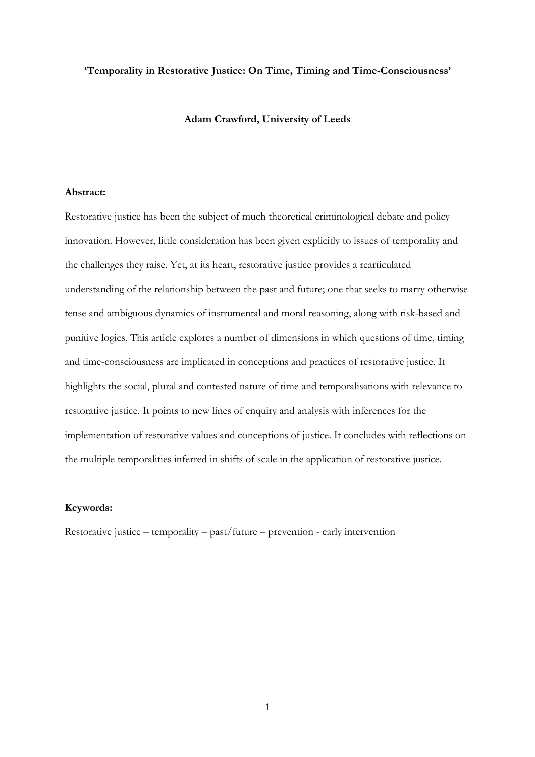**‘Temporality in Restorative Justice: On Time, Timing and Time-Consciousness’**

**Adam Crawford, University of Leeds**

**Abstract:**

Restorative justice has been the subject of much theoretical criminological debate and policy innovation. However, little consideration has been given explicitly to issues of temporality and the challenges they raise. Yet, at its heart, restorative justice provides a rearticulated understanding of the relationship between the past and future; one that seeks to marry otherwise tense and ambiguous dynamics of instrumental and moral reasoning, along with risk-based and punitive logics. This article explores a number of dimensions in which questions of time, timing and time-consciousness are implicated in conceptions and practices of restorative justice. It highlights the social, plural and contested nature of time and temporalisations with relevance to restorative justice. It points to new lines of enquiry and analysis with inferences for the implementation of restorative values and conceptions of justice. It concludes with reflections on the multiple temporalities inferred in shifts of scale in the application of restorative justice.

**Keywords:**

Restorative justice – temporality – past/future – prevention - early intervention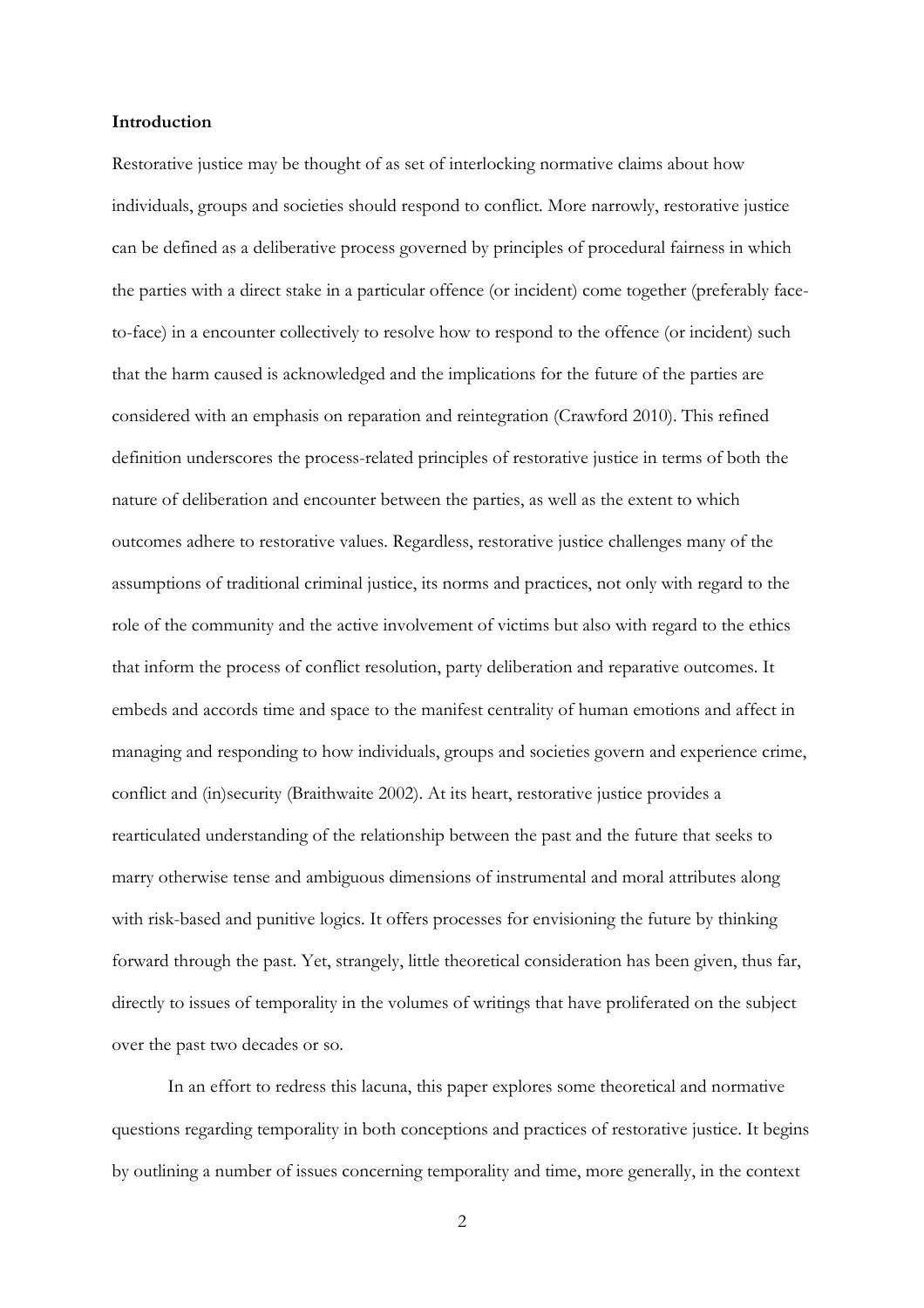**Introduction**

Restorative justice may be thought of as set of interlocking normative claims about how individuals, groups and societies should respond to conflict. More narrowly, restorative justice can be defined as a deliberative process governed by principles of procedural fairness in which the parties with a direct stake in a particular offence (or incident) come together (preferably face-to-face) in a encounter collectively to resolve how to respond to the offence (or incident) such that the harm caused is acknowledged and the implications for the future of the parties are considered with an emphasis on reparation and reintegration (Crawford 2010). This refined definition underscores the process-related principles of restorative justice in terms of both the nature of deliberation and encounter between the parties, as well as the extent to which outcomes adhere to restorative values. Regardless, restorative justice challenges many of the assumptions of traditional criminal justice, its norms and practices, not only with regard to the role of the community and the active involvement of victims but also with regard to the ethics that inform the process of conflict resolution, party deliberation and reparative outcomes. It embeds and accords time and space to the manifest centrality of human emotions and affect in managing and responding to how individuals, groups and societies govern and experience crime, conflict and (in)security (Braithwaite 2002). At its heart, restorative justice provides a rearticulated understanding of the relationship between the past and the future that seeks to marry otherwise tense and ambiguous dimensions of instrumental and moral attributes along with risk-based and punitive logics. It offers processes for envisioning the future by thinking forward through the past. Yet, strangely, little theoretical consideration has been given, thus far, directly to issues of temporality in the volumes of writings that have proliferated on the subject over the past two decades or so.

In an effort to redress this lacuna, this paper explores some theoretical and normative questions regarding temporality in both conceptions and practices of restorative justice. It begins by outlining a number of issues concerning temporality and time, more generally, in the context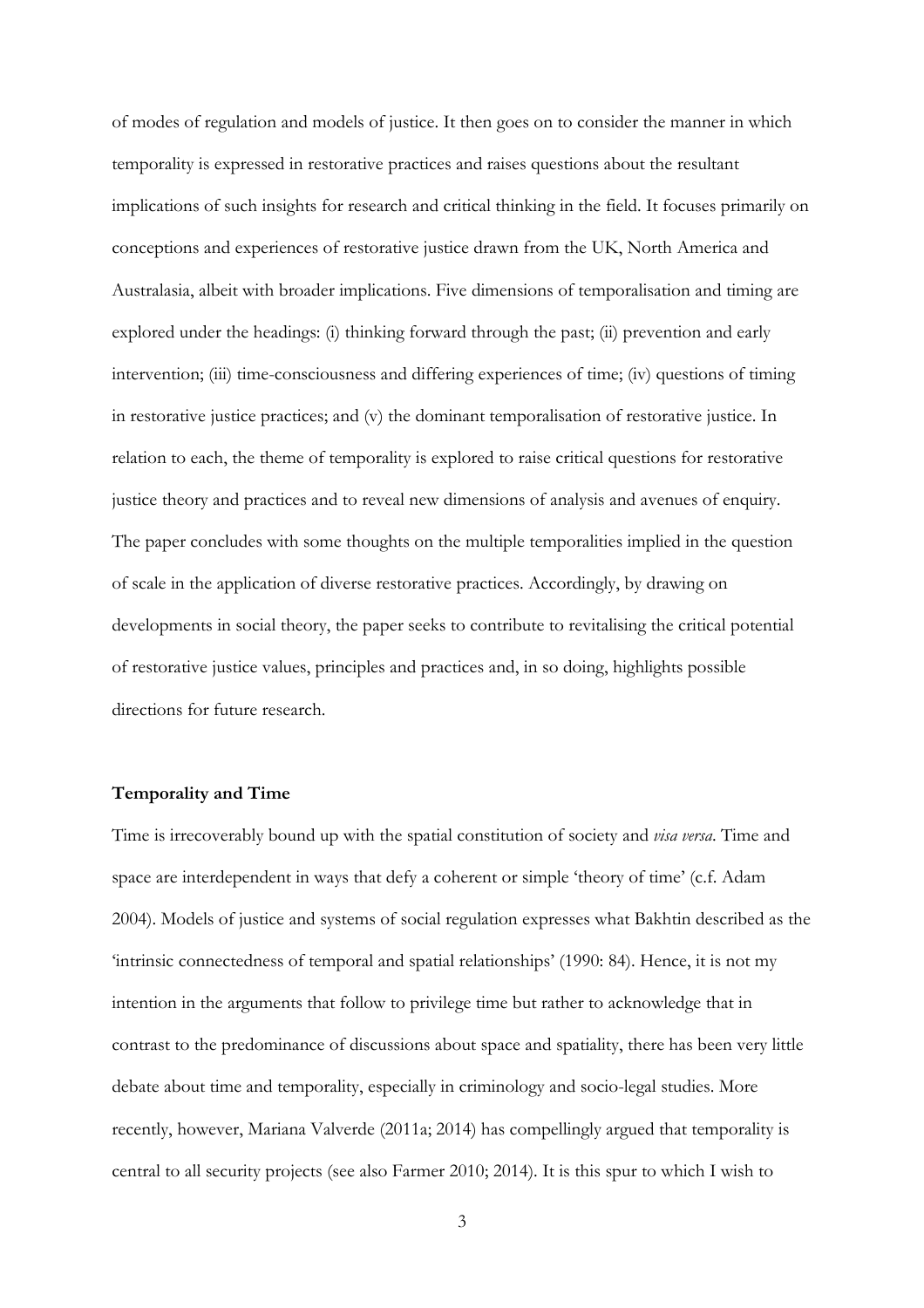of modes of regulation and models of justice. It then goes on to consider the manner in which temporality is expressed in restorative practices and raises questions about the resultant implications of such insights for research and critical thinking in the field. It focuses primarily on conceptions and experiences of restorative justice drawn from the UK, North America and Australasia, albeit with broader implications. Five dimensions of temporalisation and timing are explored under the headings: (i) thinking forward through the past; (ii) prevention and early intervention; (iii) time-consciousness and differing experiences of time; (iv) questions of timing in restorative justice practices; and (v) the dominant temporalisation of restorative justice. In relation to each, the theme of temporality is explored to raise critical questions for restorative justice theory and practices and to reveal new dimensions of analysis and avenues of enquiry. The paper concludes with some thoughts on the multiple temporalities implied in the question of scale in the application of diverse restorative practices. Accordingly, by drawing on developments in social theory, the paper seeks to contribute to revitalising the critical potential of restorative justice values, principles and practices and, in so doing, highlights possible directions for future research.

**Temporality and Time**

Time is irrecoverably bound up with the spatial constitution of society and *visa versa*. Time and space are interdependent in ways that defy a coherent or simple 'theory of time' (c.f. Adam 2004). Models of justice and systems of social regulation expresses what Bakhtin described as the 'intrinsic connectedness of temporal and spatial relationships' (1990: 84). Hence, it is not my intention in the arguments that follow to privilege time but rather to acknowledge that in contrast to the predominance of discussions about space and spatiality, there has been very little debate about time and temporality, especially in criminology and socio-legal studies. More recently, however, Mariana Valverde (2011a; 2014) has compellingly argued that temporality is central to all security projects (see also Farmer 2010; 2014). It is this spur to which I wish to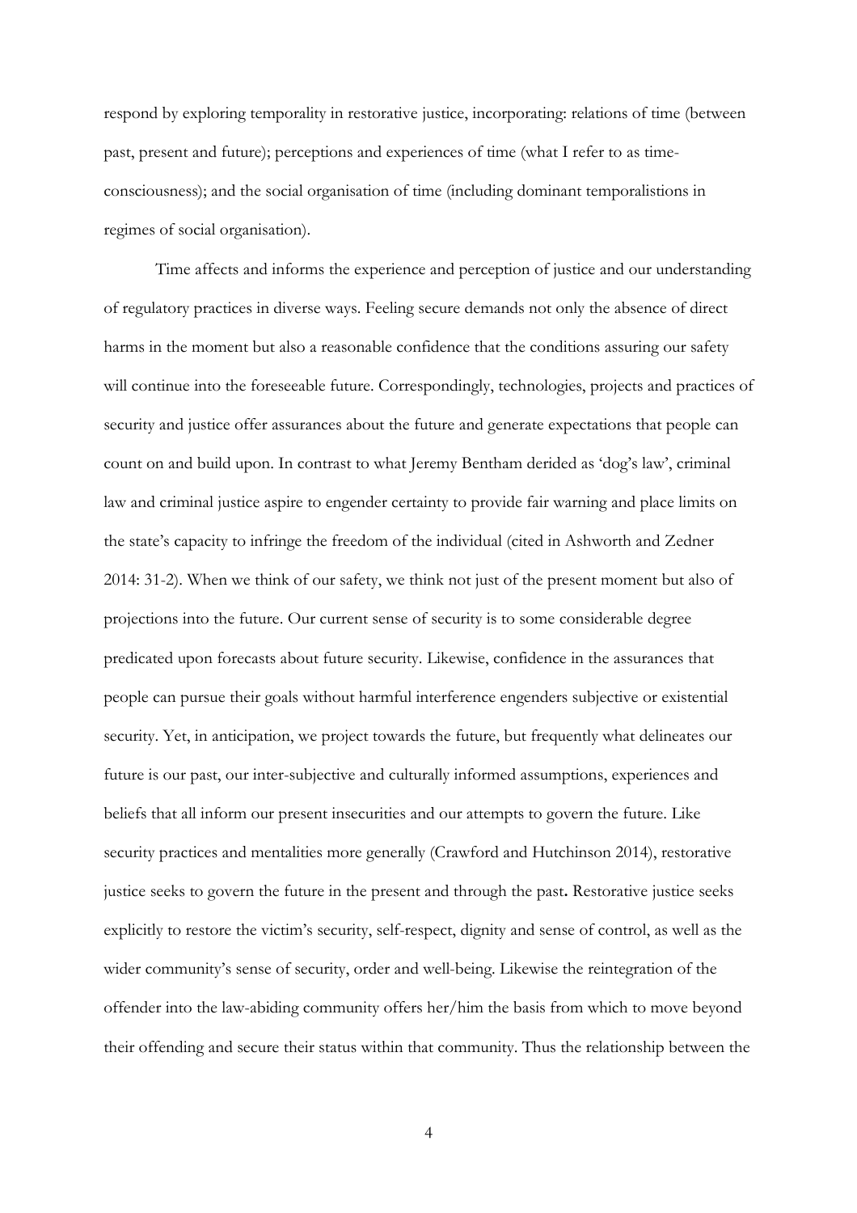respond by exploring temporality in restorative justice, incorporating: relations of time (between past, present and future); perceptions and experiences of time (what I refer to as time-consciousness); and the social organisation of time (including dominant temporalistions in regimes of social organisation).

Time affects and informs the experience and perception of justice and our understanding of regulatory practices in diverse ways. Feeling secure demands not only the absence of direct harms in the moment but also a reasonable confidence that the conditions assuring our safety will continue into the foreseeable future. Correspondingly, technologies, projects and practices of security and justice offer assurances about the future and generate expectations that people can count on and build upon. In contrast to what Jeremy Bentham derided as 'dog's law', criminal law and criminal justice aspire to engender certainty to provide fair warning and place limits on the state's capacity to infringe the freedom of the individual (cited in Ashworth and Zedner 2014: 31-2). When we think of our safety, we think not just of the present moment but also of projections into the future. Our current sense of security is to some considerable degree predicated upon forecasts about future security. Likewise, confidence in the assurances that people can pursue their goals without harmful interference engenders subjective or existential security. Yet, in anticipation, we project towards the future, but frequently what delineates our future is our past, our inter-subjective and culturally informed assumptions, experiences and beliefs that all inform our present insecurities and our attempts to govern the future. Like security practices and mentalities more generally (Crawford and Hutchinson 2014), restorative justice seeks to govern the future in the present and through the past**.** Restorative justice seeks explicitly to restore the victim's security, self-respect, dignity and sense of control, as well as the wider community's sense of security, order and well-being. Likewise the reintegration of the offender into the law-abiding community offers her/him the basis from which to move beyond their offending and secure their status within that community. Thus the relationship between the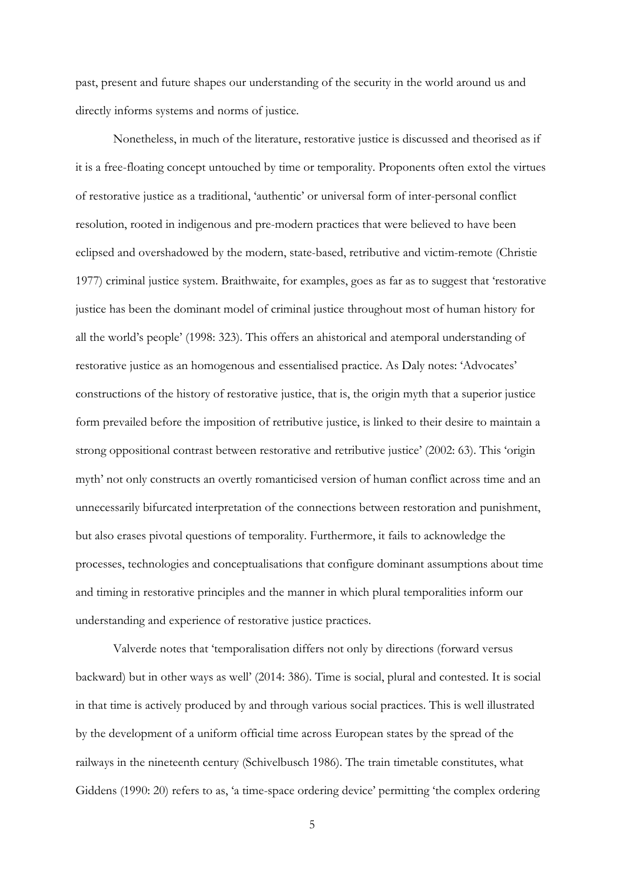past, present and future shapes our understanding of the security in the world around us and directly informs systems and norms of justice.

Nonetheless, in much of the literature, restorative justice is discussed and theorised as if it is a free-floating concept untouched by time or temporality. Proponents often extol the virtues of restorative justice as a traditional, 'authentic' or universal form of inter-personal conflict resolution, rooted in indigenous and pre-modern practices that were believed to have been eclipsed and overshadowed by the modern, state-based, retributive and victim-remote (Christie 1977) criminal justice system. Braithwaite, for examples, goes as far as to suggest that 'restorative justice has been the dominant model of criminal justice throughout most of human history for all the world's people' (1998: 323). This offers an ahistorical and atemporal understanding of restorative justice as an homogenous and essentialised practice. As Daly notes: 'Advocates' constructions of the history of restorative justice, that is, the origin myth that a superior justice form prevailed before the imposition of retributive justice, is linked to their desire to maintain a strong oppositional contrast between restorative and retributive justice' (2002: 63). This 'origin myth' not only constructs an overtly romanticised version of human conflict across time and an unnecessarily bifurcated interpretation of the connections between restoration and punishment, but also erases pivotal questions of temporality. Furthermore, it fails to acknowledge the processes, technologies and conceptualisations that configure dominant assumptions about time and timing in restorative principles and the manner in which plural temporalities inform our understanding and experience of restorative justice practices.

Valverde notes that 'temporalisation differs not only by directions (forward versus backward) but in other ways as well' (2014: 386). Time is social, plural and contested. It is social in that time is actively produced by and through various social practices. This is well illustrated by the development of a uniform official time across European states by the spread of the railways in the nineteenth century (Schivelbusch 1986). The train timetable constitutes, what Giddens (1990: 20) refers to as, 'a time-space ordering device' permitting 'the complex ordering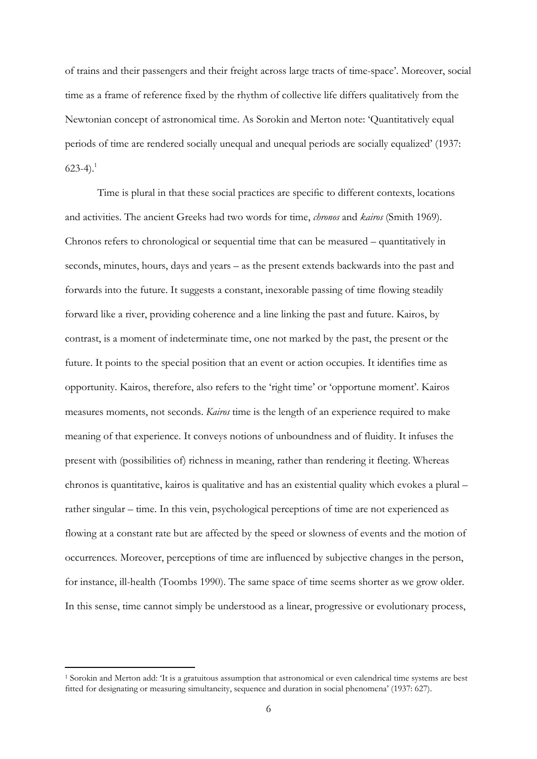of trains and their passengers and their freight across large tracts of time-space'. Moreover, social time as a frame of reference fixed by the rhythm of collective life differs qualitatively from the Newtonian concept of astronomical time. As Sorokin and Merton note: 'Quantitatively equal periods of time are rendered socially unequal and unequal periods are socially equalized' (1937: 623-4).[1]

Time is plural in that these social practices are specific to different contexts, locations and activities. The ancient Greeks had two words for time, *chronos* and *kairos* (Smith 1969). Chronos refers to chronological or sequential time that can be measured – quantitatively in seconds, minutes, hours, days and years – as the present extends backwards into the past and forwards into the future. It suggests a constant, inexorable passing of time flowing steadily forward like a river, providing coherence and a line linking the past and future. Kairos, by contrast, is a moment of indeterminate time, one not marked by the past, the present or the future. It points to the special position that an event or action occupies. It identifies time as opportunity. Kairos, therefore, also refers to the 'right time' or 'opportune moment'. Kairos measures moments, not seconds. *Kairos* time is the length of an experience required to make meaning of that experience. It conveys notions of unboundness and of fluidity. It infuses the present with (possibilities of) richness in meaning, rather than rendering it fleeting. Whereas chronos is quantitative, kairos is qualitative and has an existential quality which evokes a plural – rather singular – time. In this vein, psychological perceptions of time are not experienced as flowing at a constant rate but are affected by the speed or slowness of events and the motion of occurrences. Moreover, perceptions of time are influenced by subjective changes in the person, for instance, ill-health (Toombs 1990). The same space of time seems shorter as we grow older. In this sense, time cannot simply be understood as a linear, progressive or evolutionary process,

---

[1] Sorokin and Merton add: 'It is a gratuitous assumption that astronomical or even calendrical time systems are best fitted for designating or measuring simultaneity, sequence and duration in social phenomena' (1937: 627).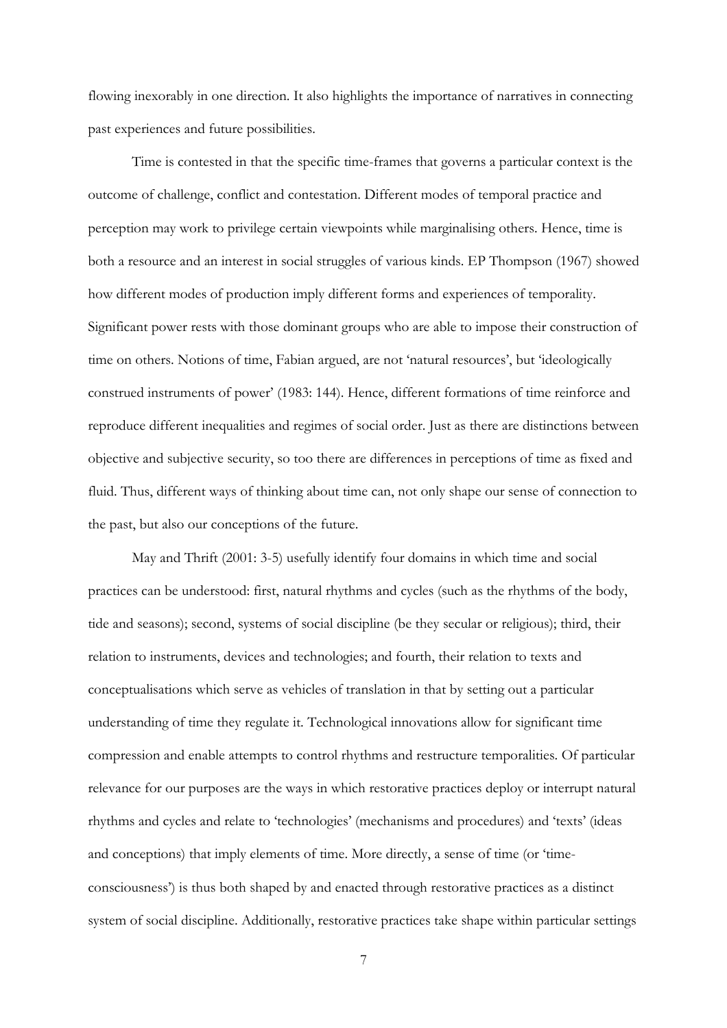flowing inexorably in one direction. It also highlights the importance of narratives in connecting past experiences and future possibilities.

Time is contested in that the specific time-frames that governs a particular context is the outcome of challenge, conflict and contestation. Different modes of temporal practice and perception may work to privilege certain viewpoints while marginalising others. Hence, time is both a resource and an interest in social struggles of various kinds. EP Thompson (1967) showed how different modes of production imply different forms and experiences of temporality. Significant power rests with those dominant groups who are able to impose their construction of time on others. Notions of time, Fabian argued, are not 'natural resources', but 'ideologically construed instruments of power' (1983: 144). Hence, different formations of time reinforce and reproduce different inequalities and regimes of social order. Just as there are distinctions between objective and subjective security, so too there are differences in perceptions of time as fixed and fluid. Thus, different ways of thinking about time can, not only shape our sense of connection to the past, but also our conceptions of the future.

May and Thrift (2001: 3-5) usefully identify four domains in which time and social practices can be understood: first, natural rhythms and cycles (such as the rhythms of the body, tide and seasons); second, systems of social discipline (be they secular or religious); third, their relation to instruments, devices and technologies; and fourth, their relation to texts and conceptualisations which serve as vehicles of translation in that by setting out a particular understanding of time they regulate it. Technological innovations allow for significant time compression and enable attempts to control rhythms and restructure temporalities. Of particular relevance for our purposes are the ways in which restorative practices deploy or interrupt natural rhythms and cycles and relate to 'technologies' (mechanisms and procedures) and 'texts' (ideas and conceptions) that imply elements of time. More directly, a sense of time (or 'time-consciousness') is thus both shaped by and enacted through restorative practices as a distinct system of social discipline. Additionally, restorative practices take shape within particular settings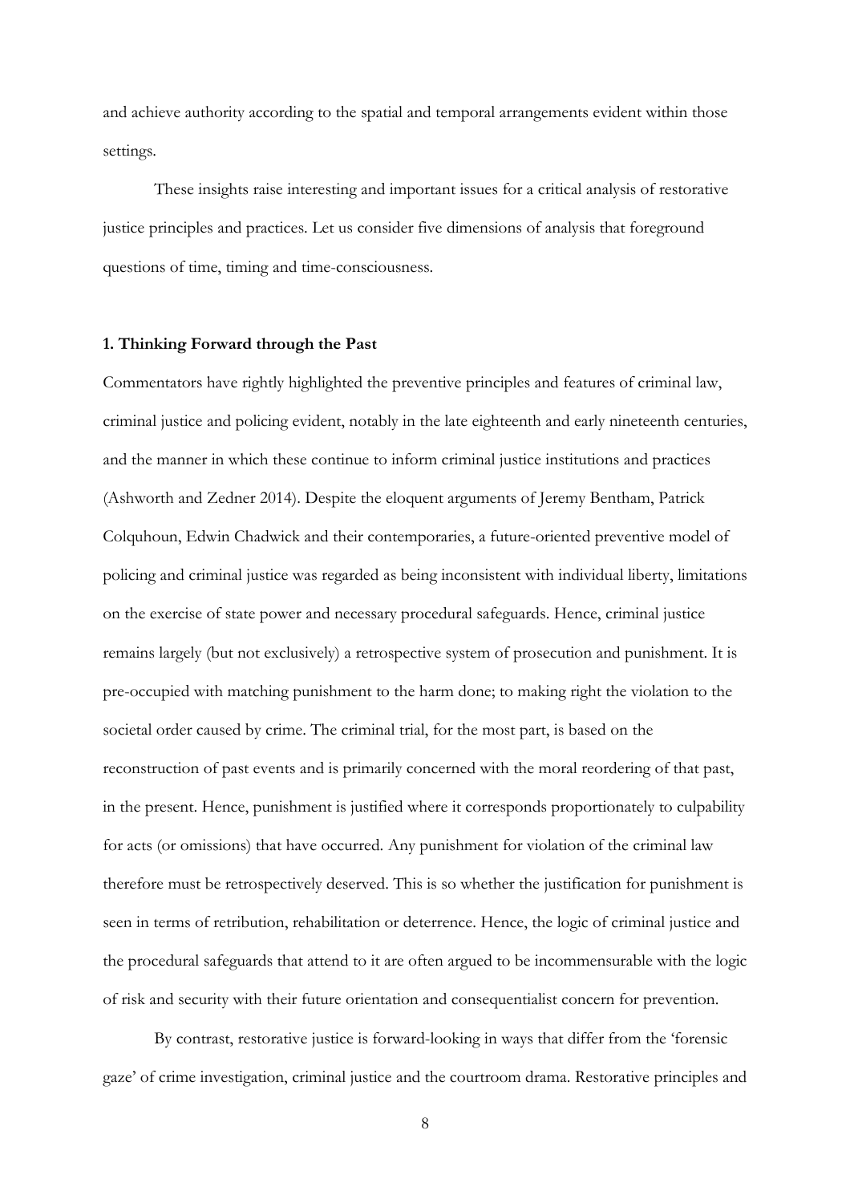and achieve authority according to the spatial and temporal arrangements evident within those settings.

These insights raise interesting and important issues for a critical analysis of restorative justice principles and practices. Let us consider five dimensions of analysis that foreground questions of time, timing and time-consciousness.

### 1. Thinking Forward through the Past

Commentators have rightly highlighted the preventive principles and features of criminal law, criminal justice and policing evident, notably in the late eighteenth and early nineteenth centuries, and the manner in which these continue to inform criminal justice institutions and practices (Ashworth and Zedner 2014). Despite the eloquent arguments of Jeremy Bentham, Patrick Colquhoun, Edwin Chadwick and their contemporaries, a future-oriented preventive model of policing and criminal justice was regarded as being inconsistent with individual liberty, limitations on the exercise of state power and necessary procedural safeguards. Hence, criminal justice remains largely (but not exclusively) a retrospective system of prosecution and punishment. It is pre-occupied with matching punishment to the harm done; to making right the violation to the societal order caused by crime. The criminal trial, for the most part, is based on the reconstruction of past events and is primarily concerned with the moral reordering of that past, in the present. Hence, punishment is justified where it corresponds proportionately to culpability for acts (or omissions) that have occurred. Any punishment for violation of the criminal law therefore must be retrospectively deserved. This is so whether the justification for punishment is seen in terms of retribution, rehabilitation or deterrence. Hence, the logic of criminal justice and the procedural safeguards that attend to it are often argued to be incommensurable with the logic of risk and security with their future orientation and consequentialist concern for prevention.

By contrast, restorative justice is forward-looking in ways that differ from the 'forensic gaze' of crime investigation, criminal justice and the courtroom drama. Restorative principles and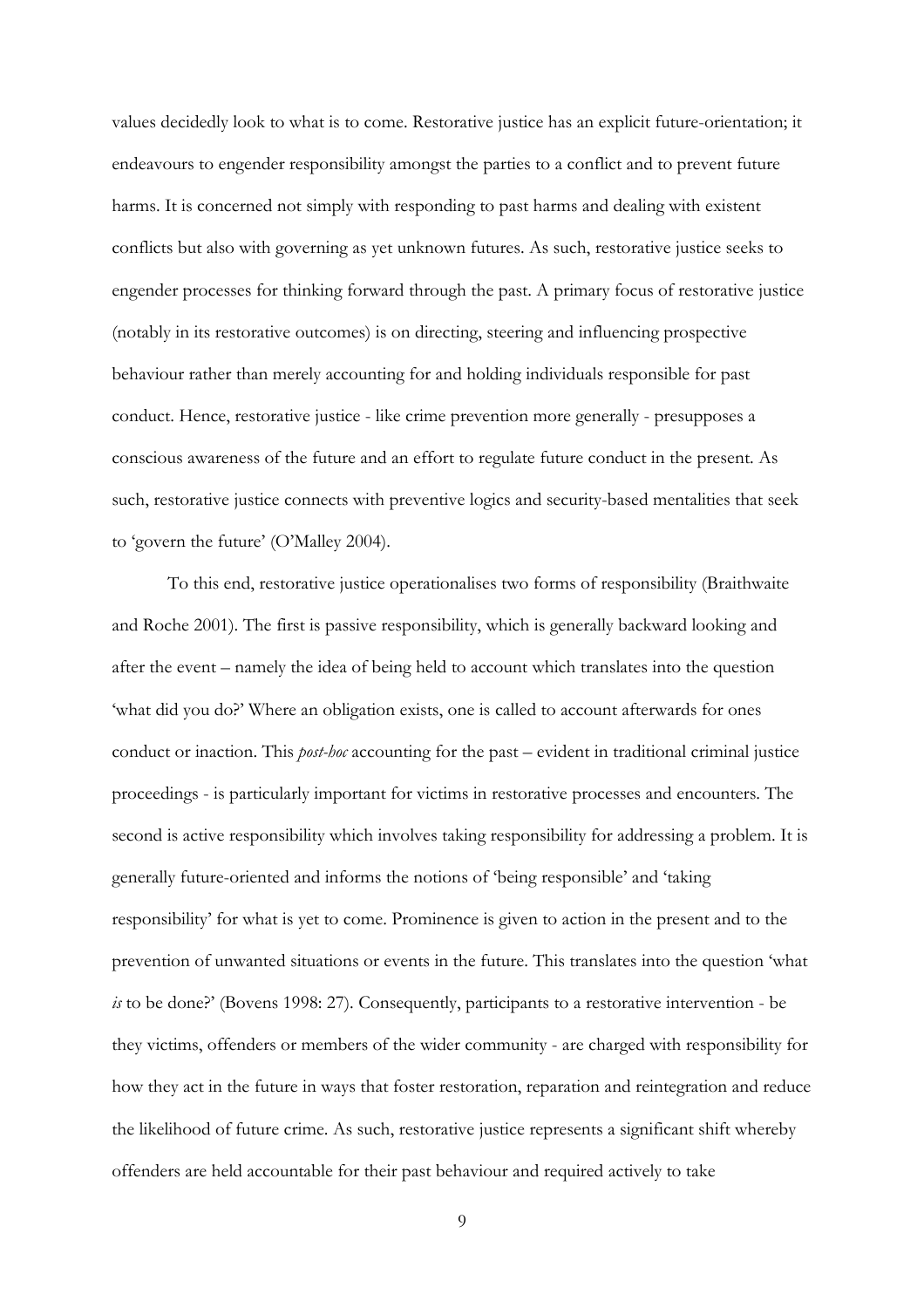values decidedly look to what is to come. Restorative justice has an explicit future-orientation; it endeavours to engender responsibility amongst the parties to a conflict and to prevent future harms. It is concerned not simply with responding to past harms and dealing with existent conflicts but also with governing as yet unknown futures. As such, restorative justice seeks to engender processes for thinking forward through the past. A primary focus of restorative justice (notably in its restorative outcomes) is on directing, steering and influencing prospective behaviour rather than merely accounting for and holding individuals responsible for past conduct. Hence, restorative justice - like crime prevention more generally - presupposes a conscious awareness of the future and an effort to regulate future conduct in the present. As such, restorative justice connects with preventive logics and security-based mentalities that seek to 'govern the future' (O'Malley 2004).

To this end, restorative justice operationalises two forms of responsibility (Braithwaite and Roche 2001). The first is passive responsibility, which is generally backward looking and after the event – namely the idea of being held to account which translates into the question 'what did you do?' Where an obligation exists, one is called to account afterwards for ones conduct or inaction. This *post-hoc* accounting for the past – evident in traditional criminal justice proceedings - is particularly important for victims in restorative processes and encounters. The second is active responsibility which involves taking responsibility for addressing a problem. It is generally future-oriented and informs the notions of 'being responsible' and 'taking responsibility' for what is yet to come. Prominence is given to action in the present and to the prevention of unwanted situations or events in the future. This translates into the question 'what *is* to be done?' (Bovens 1998: 27). Consequently, participants to a restorative intervention - be they victims, offenders or members of the wider community - are charged with responsibility for how they act in the future in ways that foster restoration, reparation and reintegration and reduce the likelihood of future crime. As such, restorative justice represents a significant shift whereby offenders are held accountable for their past behaviour and required actively to take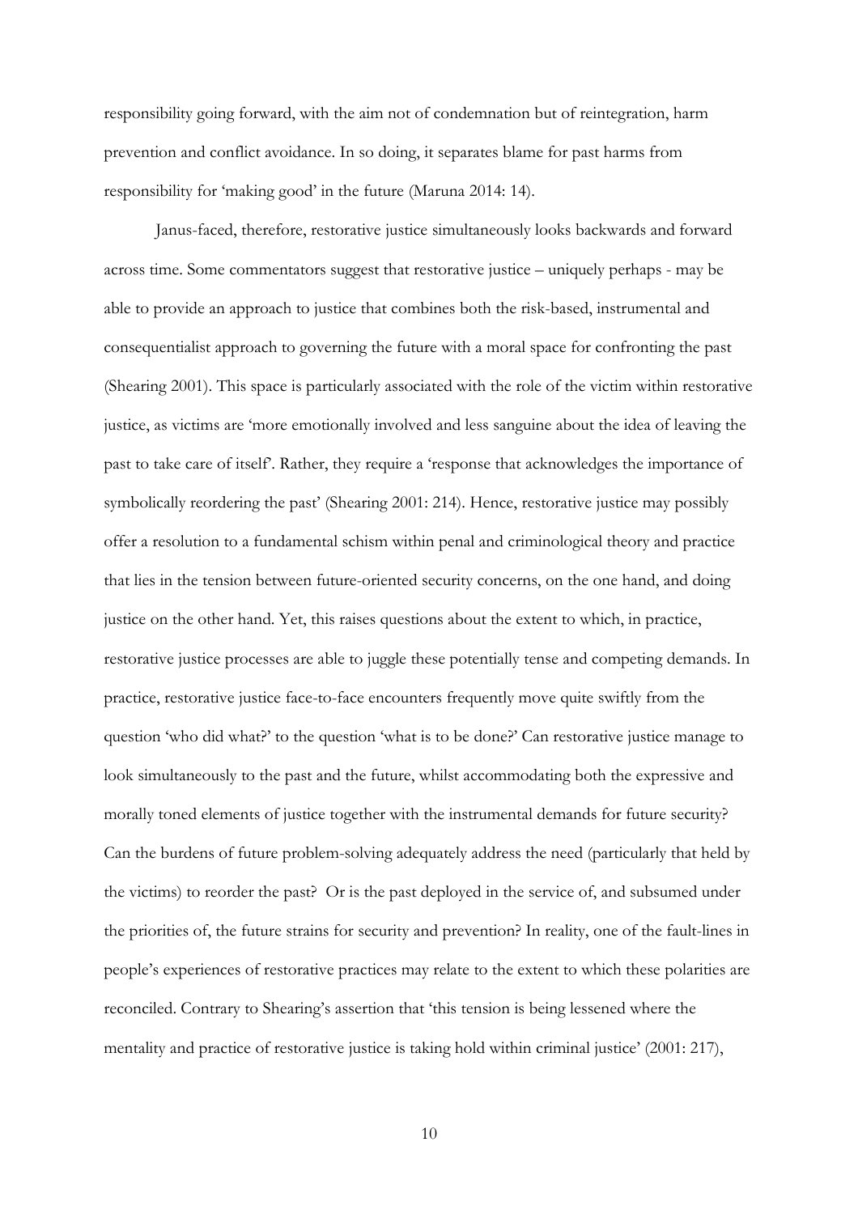responsibility going forward, with the aim not of condemnation but of reintegration, harm prevention and conflict avoidance. In so doing, it separates blame for past harms from responsibility for 'making good' in the future (Maruna 2014: 14).

Janus-faced, therefore, restorative justice simultaneously looks backwards and forward across time. Some commentators suggest that restorative justice – uniquely perhaps - may be able to provide an approach to justice that combines both the risk-based, instrumental and consequentialist approach to governing the future with a moral space for confronting the past (Shearing 2001). This space is particularly associated with the role of the victim within restorative justice, as victims are 'more emotionally involved and less sanguine about the idea of leaving the past to take care of itself'. Rather, they require a 'response that acknowledges the importance of symbolically reordering the past' (Shearing 2001: 214). Hence, restorative justice may possibly offer a resolution to a fundamental schism within penal and criminological theory and practice that lies in the tension between future-oriented security concerns, on the one hand, and doing justice on the other hand. Yet, this raises questions about the extent to which, in practice, restorative justice processes are able to juggle these potentially tense and competing demands. In practice, restorative justice face-to-face encounters frequently move quite swiftly from the question 'who did what?' to the question 'what is to be done?' Can restorative justice manage to look simultaneously to the past and the future, whilst accommodating both the expressive and morally toned elements of justice together with the instrumental demands for future security? Can the burdens of future problem-solving adequately address the need (particularly that held by the victims) to reorder the past? Or is the past deployed in the service of, and subsumed under the priorities of, the future strains for security and prevention? In reality, one of the fault-lines in people's experiences of restorative practices may relate to the extent to which these polarities are reconciled. Contrary to Shearing's assertion that 'this tension is being lessened where the mentality and practice of restorative justice is taking hold within criminal justice' (2001: 217),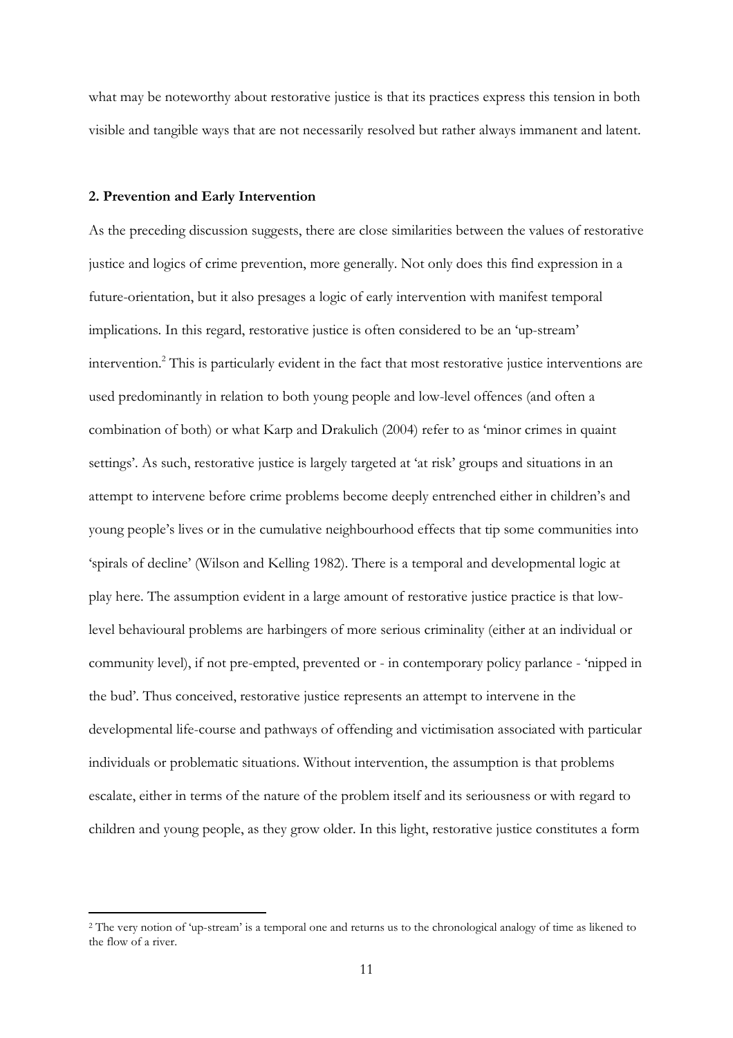what may be noteworthy about restorative justice is that its practices express this tension in both visible and tangible ways that are not necessarily resolved but rather always immanent and latent.

**2. Prevention and Early Intervention**

As the preceding discussion suggests, there are close similarities between the values of restorative justice and logics of crime prevention, more generally. Not only does this find expression in a future-orientation, but it also presages a logic of early intervention with manifest temporal implications. In this regard, restorative justice is often considered to be an 'up-stream' intervention.[2] This is particularly evident in the fact that most restorative justice interventions are used predominantly in relation to both young people and low-level offences (and often a combination of both) or what Karp and Drakulich (2004) refer to as 'minor crimes in quaint settings'. As such, restorative justice is largely targeted at 'at risk' groups and situations in an attempt to intervene before crime problems become deeply entrenched either in children's and young people's lives or in the cumulative neighbourhood effects that tip some communities into 'spirals of decline' (Wilson and Kelling 1982). There is a temporal and developmental logic at play here. The assumption evident in a large amount of restorative justice practice is that low-level behavioural problems are harbingers of more serious criminality (either at an individual or community level), if not pre-empted, prevented or - in contemporary policy parlance - 'nipped in the bud'. Thus conceived, restorative justice represents an attempt to intervene in the developmental life-course and pathways of offending and victimisation associated with particular individuals or problematic situations. Without intervention, the assumption is that problems escalate, either in terms of the nature of the problem itself and its seriousness or with regard to children and young people, as they grow older. In this light, restorative justice constitutes a form

[2] The very notion of 'up-stream' is a temporal one and returns us to the chronological analogy of time as likened to the flow of a river.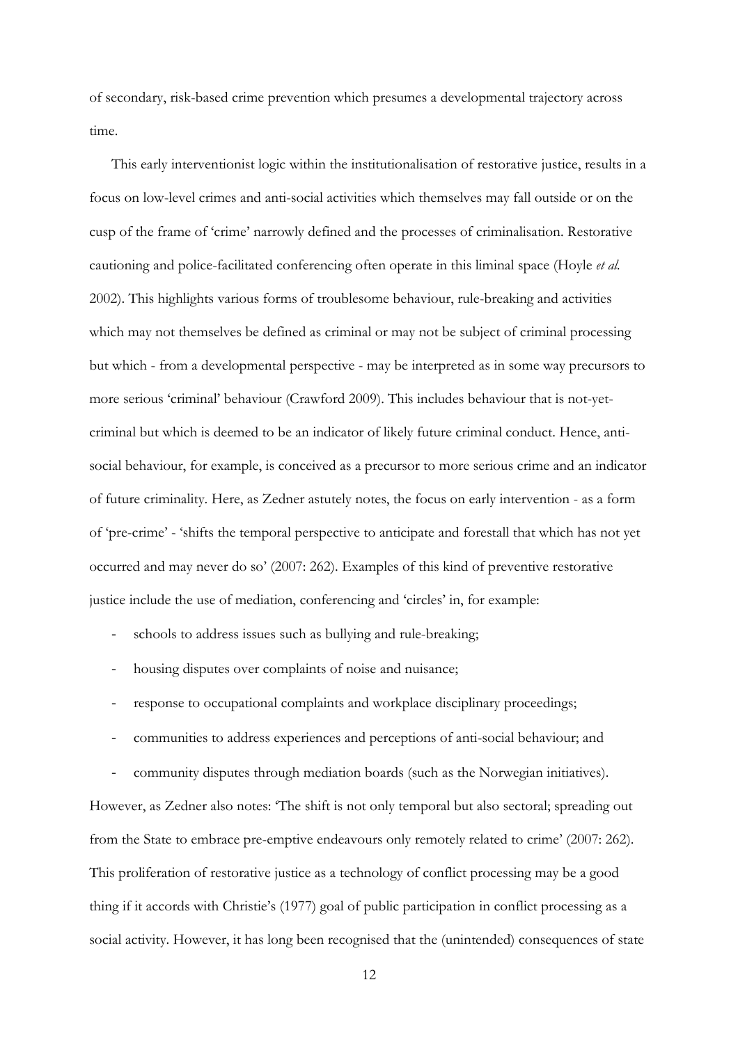of secondary, risk-based crime prevention which presumes a developmental trajectory across time.

This early interventionist logic within the institutionalisation of restorative justice, results in a focus on low-level crimes and anti-social activities which themselves may fall outside or on the cusp of the frame of 'crime' narrowly defined and the processes of criminalisation. Restorative cautioning and police-facilitated conferencing often operate in this liminal space (Hoyle *et al.* 2002). This highlights various forms of troublesome behaviour, rule-breaking and activities which may not themselves be defined as criminal or may not be subject of criminal processing but which - from a developmental perspective - may be interpreted as in some way precursors to more serious 'criminal' behaviour (Crawford 2009). This includes behaviour that is not-yet-criminal but which is deemed to be an indicator of likely future criminal conduct. Hence, anti-social behaviour, for example, is conceived as a precursor to more serious crime and an indicator of future criminality. Here, as Zedner astutely notes, the focus on early intervention - as a form of 'pre-crime' - 'shifts the temporal perspective to anticipate and forestall that which has not yet occurred and may never do so' (2007: 262). Examples of this kind of preventive restorative justice include the use of mediation, conferencing and 'circles' in, for example:

- schools to address issues such as bullying and rule-breaking;
- housing disputes over complaints of noise and nuisance;
- response to occupational complaints and workplace disciplinary proceedings;
- communities to address experiences and perceptions of anti-social behaviour; and
- community disputes through mediation boards (such as the Norwegian initiatives).

However, as Zedner also notes: 'The shift is not only temporal but also sectoral; spreading out from the State to embrace pre-emptive endeavours only remotely related to crime' (2007: 262). This proliferation of restorative justice as a technology of conflict processing may be a good thing if it accords with Christie's (1977) goal of public participation in conflict processing as a social activity. However, it has long been recognised that the (unintended) consequences of state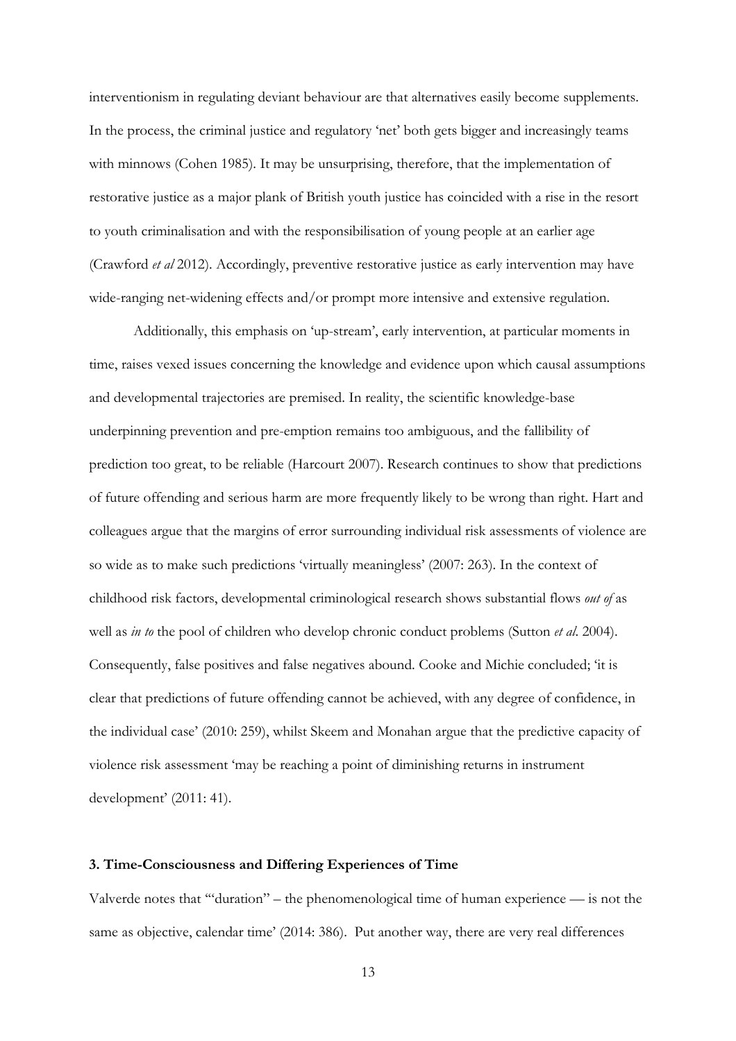interventionism in regulating deviant behaviour are that alternatives easily become supplements. In the process, the criminal justice and regulatory 'net' both gets bigger and increasingly teams with minnows (Cohen 1985). It may be unsurprising, therefore, that the implementation of restorative justice as a major plank of British youth justice has coincided with a rise in the resort to youth criminalisation and with the responsibilisation of young people at an earlier age (Crawford *et al* 2012). Accordingly, preventive restorative justice as early intervention may have wide-ranging net-widening effects and/or prompt more intensive and extensive regulation.

Additionally, this emphasis on 'up-stream', early intervention, at particular moments in time, raises vexed issues concerning the knowledge and evidence upon which causal assumptions and developmental trajectories are premised. In reality, the scientific knowledge-base underpinning prevention and pre-emption remains too ambiguous, and the fallibility of prediction too great, to be reliable (Harcourt 2007). Research continues to show that predictions of future offending and serious harm are more frequently likely to be wrong than right. Hart and colleagues argue that the margins of error surrounding individual risk assessments of violence are so wide as to make such predictions 'virtually meaningless' (2007: 263). In the context of childhood risk factors, developmental criminological research shows substantial flows *out of* as well as *in to* the pool of children who develop chronic conduct problems (Sutton *et al*. 2004). Consequently, false positives and false negatives abound. Cooke and Michie concluded; 'it is clear that predictions of future offending cannot be achieved, with any degree of confidence, in the individual case' (2010: 259), whilst Skeem and Monahan argue that the predictive capacity of violence risk assessment 'may be reaching a point of diminishing returns in instrument development' (2011: 41).

### 3. Time-Consciousness and Differing Experiences of Time

Valverde notes that '"duration" – the phenomenological time of human experience — is not the same as objective, calendar time' (2014: 386). Put another way, there are very real differences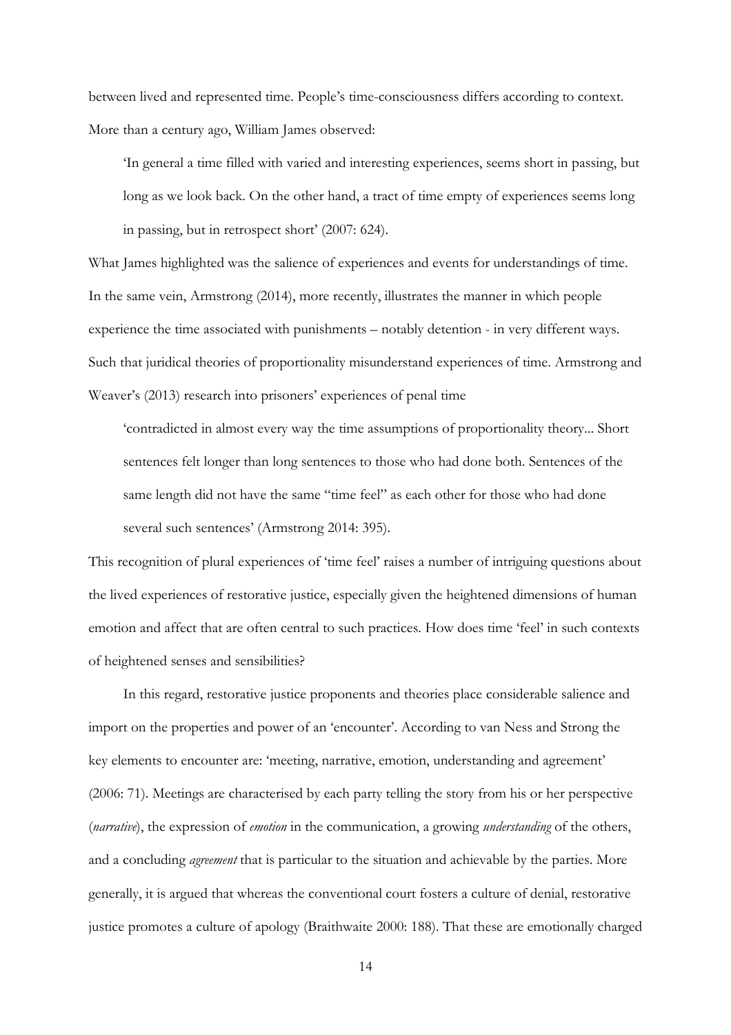between lived and represented time. People's time-consciousness differs according to context. More than a century ago, William James observed:

> 'In general a time filled with varied and interesting experiences, seems short in passing, but long as we look back. On the other hand, a tract of time empty of experiences seems long in passing, but in retrospect short' (2007: 624).

What James highlighted was the salience of experiences and events for understandings of time. In the same vein, Armstrong (2014), more recently, illustrates the manner in which people experience the time associated with punishments – notably detention - in very different ways. Such that juridical theories of proportionality misunderstand experiences of time. Armstrong and Weaver's (2013) research into prisoners' experiences of penal time

> 'contradicted in almost every way the time assumptions of proportionality theory... Short sentences felt longer than long sentences to those who had done both. Sentences of the same length did not have the same "time feel" as each other for those who had done several such sentences' (Armstrong 2014: 395).

This recognition of plural experiences of 'time feel' raises a number of intriguing questions about the lived experiences of restorative justice, especially given the heightened dimensions of human emotion and affect that are often central to such practices. How does time 'feel' in such contexts of heightened senses and sensibilities?

In this regard, restorative justice proponents and theories place considerable salience and import on the properties and power of an 'encounter'. According to van Ness and Strong the key elements to encounter are: 'meeting, narrative, emotion, understanding and agreement' (2006: 71). Meetings are characterised by each party telling the story from his or her perspective (*narrative*), the expression of *emotion* in the communication, a growing *understanding* of the others, and a concluding *agreement* that is particular to the situation and achievable by the parties. More generally, it is argued that whereas the conventional court fosters a culture of denial, restorative justice promotes a culture of apology (Braithwaite 2000: 188). That these are emotionally charged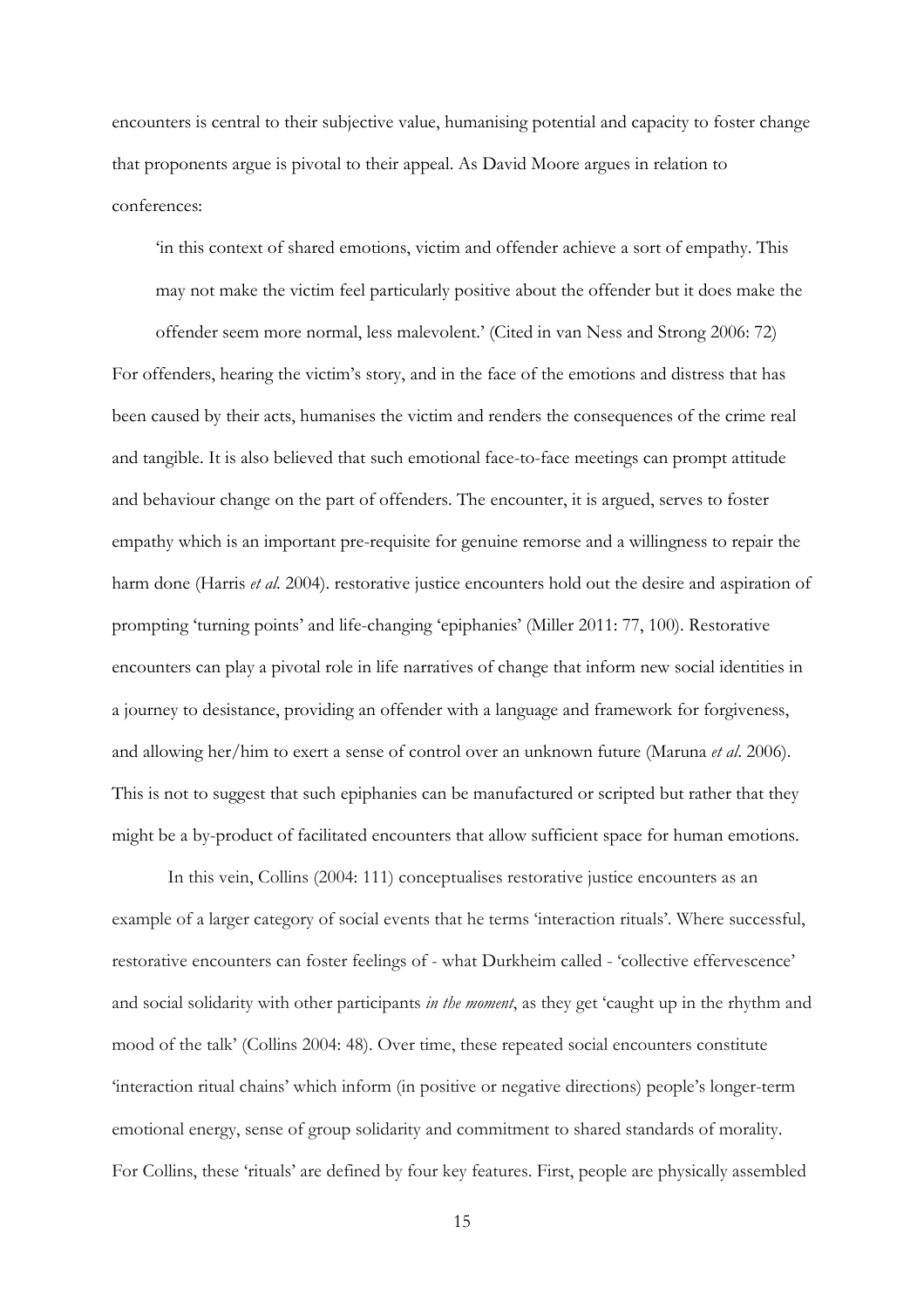encounters is central to their subjective value, humanising potential and capacity to foster change that proponents argue is pivotal to their appeal. As David Moore argues in relation to conferences:

> 'in this context of shared emotions, victim and offender achieve a sort of empathy. This may not make the victim feel particularly positive about the offender but it does make the offender seem more normal, less malevolent.' (Cited in van Ness and Strong 2006: 72)

For offenders, hearing the victim's story, and in the face of the emotions and distress that has been caused by their acts, humanises the victim and renders the consequences of the crime real and tangible. It is also believed that such emotional face-to-face meetings can prompt attitude and behaviour change on the part of offenders. The encounter, it is argued, serves to foster empathy which is an important pre-requisite for genuine remorse and a willingness to repair the harm done (Harris *et al.* 2004). restorative justice encounters hold out the desire and aspiration of prompting 'turning points' and life-changing 'epiphanies' (Miller 2011: 77, 100). Restorative encounters can play a pivotal role in life narratives of change that inform new social identities in a journey to desistance, providing an offender with a language and framework for forgiveness, and allowing her/him to exert a sense of control over an unknown future (Maruna *et al.* 2006). This is not to suggest that such epiphanies can be manufactured or scripted but rather that they might be a by-product of facilitated encounters that allow sufficient space for human emotions.

In this vein, Collins (2004: 111) conceptualises restorative justice encounters as an example of a larger category of social events that he terms 'interaction rituals'. Where successful, restorative encounters can foster feelings of - what Durkheim called - 'collective effervescence' and social solidarity with other participants *in the moment*, as they get 'caught up in the rhythm and mood of the talk' (Collins 2004: 48). Over time, these repeated social encounters constitute 'interaction ritual chains' which inform (in positive or negative directions) people's longer-term emotional energy, sense of group solidarity and commitment to shared standards of morality. For Collins, these 'rituals' are defined by four key features. First, people are physically assembled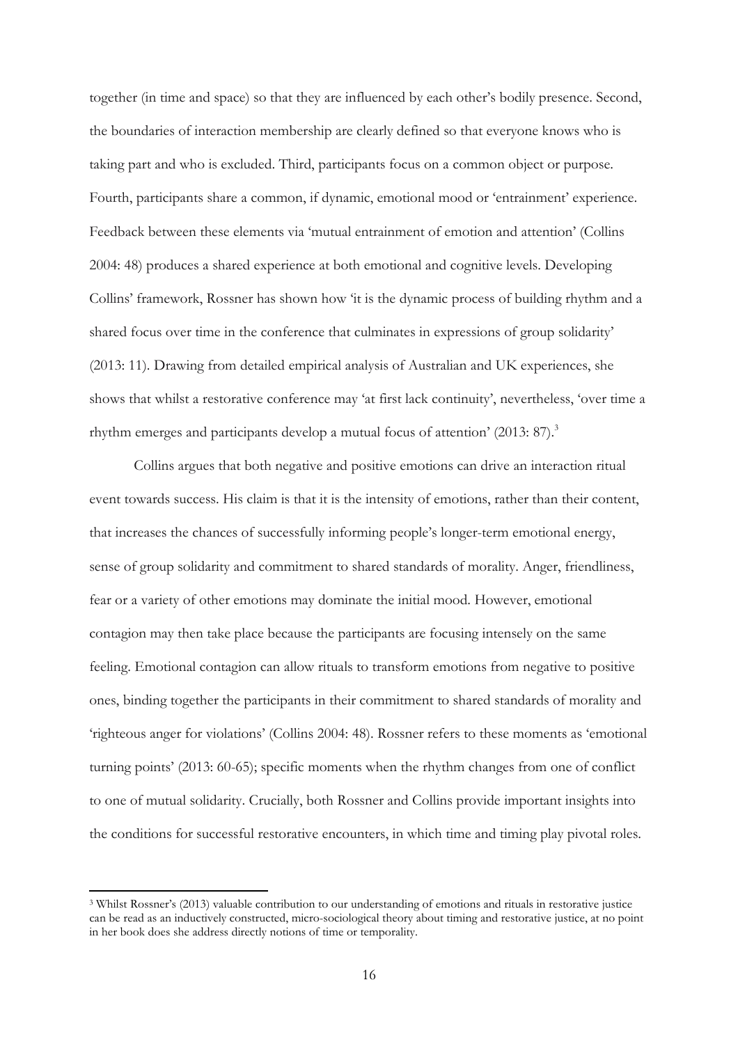together (in time and space) so that they are influenced by each other's bodily presence. Second, the boundaries of interaction membership are clearly defined so that everyone knows who is taking part and who is excluded. Third, participants focus on a common object or purpose. Fourth, participants share a common, if dynamic, emotional mood or 'entrainment' experience. Feedback between these elements via 'mutual entrainment of emotion and attention' (Collins 2004: 48) produces a shared experience at both emotional and cognitive levels. Developing Collins' framework, Rossner has shown how 'it is the dynamic process of building rhythm and a shared focus over time in the conference that culminates in expressions of group solidarity' (2013: 11). Drawing from detailed empirical analysis of Australian and UK experiences, she shows that whilst a restorative conference may 'at first lack continuity', nevertheless, 'over time a rhythm emerges and participants develop a mutual focus of attention' (2013: 87).[3]

Collins argues that both negative and positive emotions can drive an interaction ritual event towards success. His claim is that it is the intensity of emotions, rather than their content, that increases the chances of successfully informing people's longer-term emotional energy, sense of group solidarity and commitment to shared standards of morality. Anger, friendliness, fear or a variety of other emotions may dominate the initial mood. However, emotional contagion may then take place because the participants are focusing intensely on the same feeling. Emotional contagion can allow rituals to transform emotions from negative to positive ones, binding together the participants in their commitment to shared standards of morality and 'righteous anger for violations' (Collins 2004: 48). Rossner refers to these moments as 'emotional turning points' (2013: 60-65); specific moments when the rhythm changes from one of conflict to one of mutual solidarity. Crucially, both Rossner and Collins provide important insights into the conditions for successful restorative encounters, in which time and timing play pivotal roles.

[3] Whilst Rossner's (2013) valuable contribution to our understanding of emotions and rituals in restorative justice can be read as an inductively constructed, micro-sociological theory about timing and restorative justice, at no point in her book does she address directly notions of time or temporality.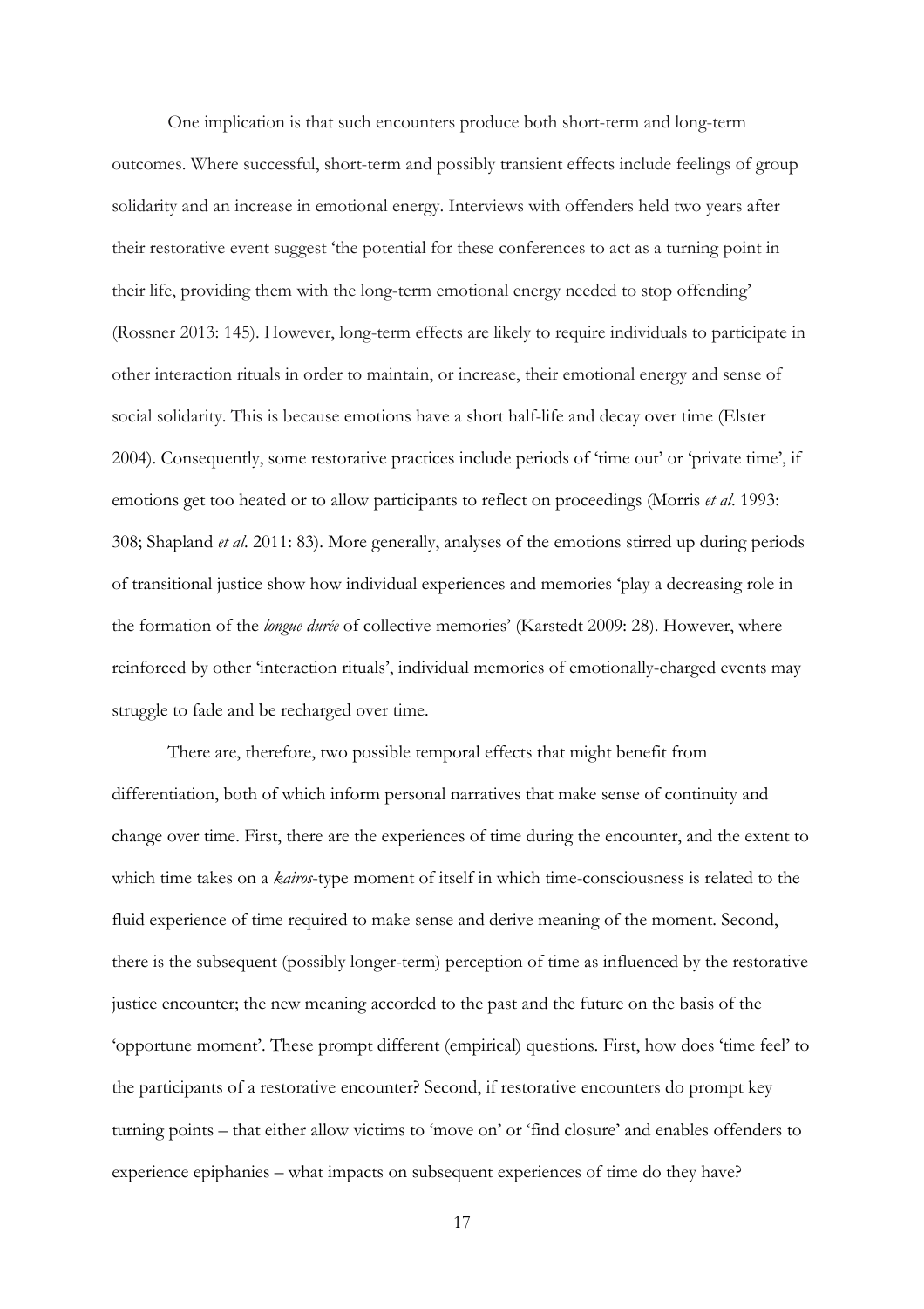One implication is that such encounters produce both short-term and long-term outcomes. Where successful, short-term and possibly transient effects include feelings of group solidarity and an increase in emotional energy. Interviews with offenders held two years after their restorative event suggest 'the potential for these conferences to act as a turning point in their life, providing them with the long-term emotional energy needed to stop offending' (Rossner 2013: 145). However, long-term effects are likely to require individuals to participate in other interaction rituals in order to maintain, or increase, their emotional energy and sense of social solidarity. This is because emotions have a short half-life and decay over time (Elster 2004). Consequently, some restorative practices include periods of 'time out' or 'private time', if emotions get too heated or to allow participants to reflect on proceedings (Morris *et al*. 1993: 308; Shapland *et al*. 2011: 83). More generally, analyses of the emotions stirred up during periods of transitional justice show how individual experiences and memories 'play a decreasing role in the formation of the *longue durée* of collective memories' (Karstedt 2009: 28). However, where reinforced by other 'interaction rituals', individual memories of emotionally-charged events may struggle to fade and be recharged over time.

There are, therefore, two possible temporal effects that might benefit from differentiation, both of which inform personal narratives that make sense of continuity and change over time. First, there are the experiences of time during the encounter, and the extent to which time takes on a *kairos*-type moment of itself in which time-consciousness is related to the fluid experience of time required to make sense and derive meaning of the moment. Second, there is the subsequent (possibly longer-term) perception of time as influenced by the restorative justice encounter; the new meaning accorded to the past and the future on the basis of the 'opportune moment'. These prompt different (empirical) questions. First, how does 'time feel' to the participants of a restorative encounter? Second, if restorative encounters do prompt key turning points – that either allow victims to 'move on' or 'find closure' and enables offenders to experience epiphanies – what impacts on subsequent experiences of time do they have?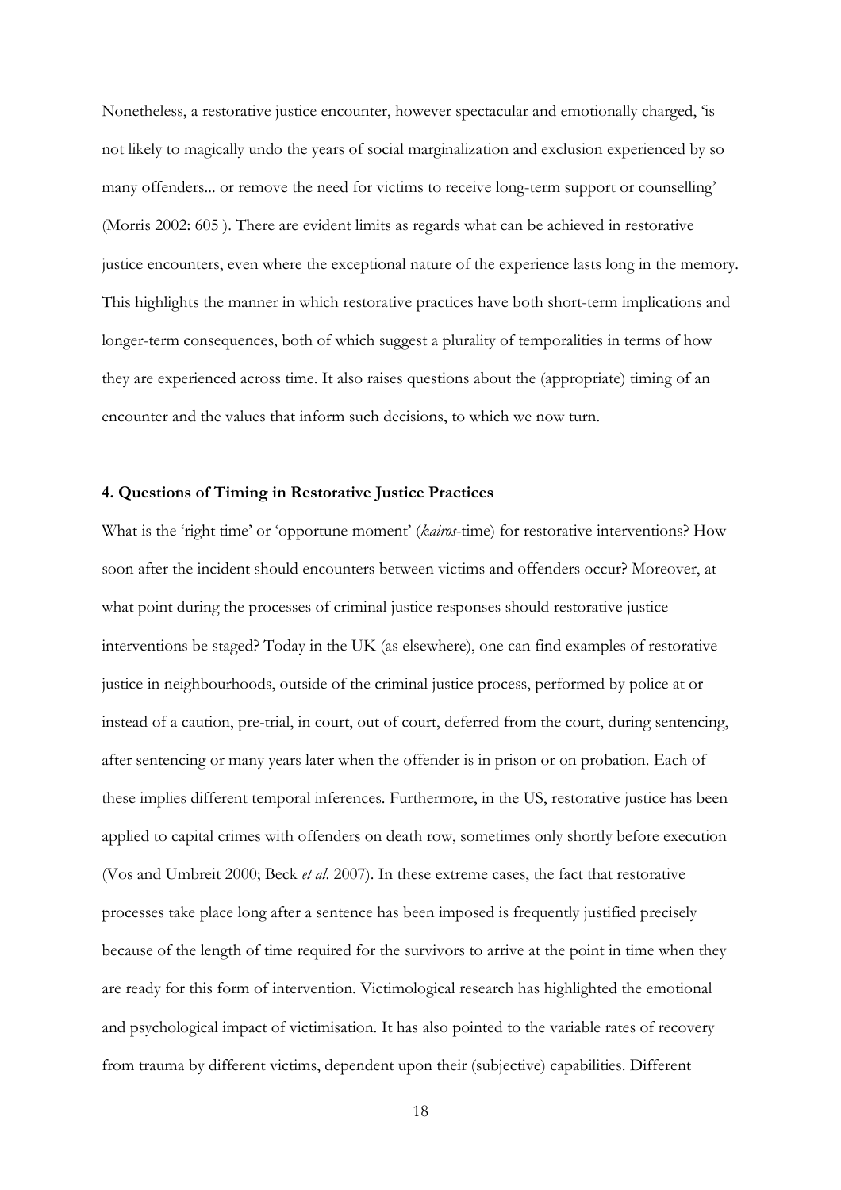Nonetheless, a restorative justice encounter, however spectacular and emotionally charged, 'is not likely to magically undo the years of social marginalization and exclusion experienced by so many offenders... or remove the need for victims to receive long-term support or counselling' (Morris 2002: 605 ). There are evident limits as regards what can be achieved in restorative justice encounters, even where the exceptional nature of the experience lasts long in the memory. This highlights the manner in which restorative practices have both short-term implications and longer-term consequences, both of which suggest a plurality of temporalities in terms of how they are experienced across time. It also raises questions about the (appropriate) timing of an encounter and the values that inform such decisions, to which we now turn.

## 4. Questions of Timing in Restorative Justice Practices

What is the 'right time' or 'opportune moment' (*kairos*-time) for restorative interventions? How soon after the incident should encounters between victims and offenders occur? Moreover, at what point during the processes of criminal justice responses should restorative justice interventions be staged? Today in the UK (as elsewhere), one can find examples of restorative justice in neighbourhoods, outside of the criminal justice process, performed by police at or instead of a caution, pre-trial, in court, out of court, deferred from the court, during sentencing, after sentencing or many years later when the offender is in prison or on probation. Each of these implies different temporal inferences. Furthermore, in the US, restorative justice has been applied to capital crimes with offenders on death row, sometimes only shortly before execution (Vos and Umbreit 2000; Beck *et al*. 2007). In these extreme cases, the fact that restorative processes take place long after a sentence has been imposed is frequently justified precisely because of the length of time required for the survivors to arrive at the point in time when they are ready for this form of intervention. Victimological research has highlighted the emotional and psychological impact of victimisation. It has also pointed to the variable rates of recovery from trauma by different victims, dependent upon their (subjective) capabilities. Different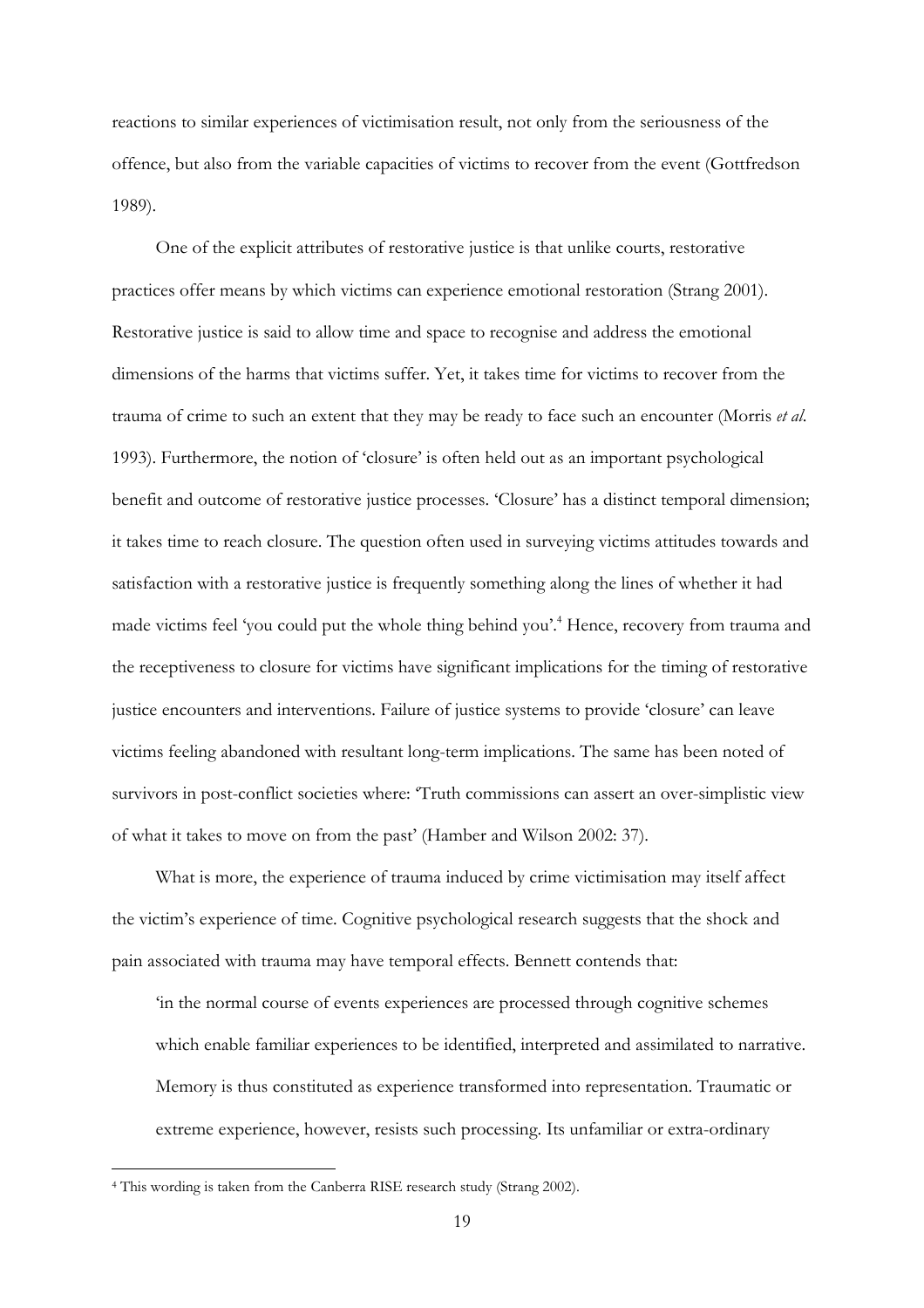reactions to similar experiences of victimisation result, not only from the seriousness of the offence, but also from the variable capacities of victims to recover from the event (Gottfredson 1989).

One of the explicit attributes of restorative justice is that unlike courts, restorative practices offer means by which victims can experience emotional restoration (Strang 2001). Restorative justice is said to allow time and space to recognise and address the emotional dimensions of the harms that victims suffer. Yet, it takes time for victims to recover from the trauma of crime to such an extent that they may be ready to face such an encounter (Morris *et al.* 1993). Furthermore, the notion of 'closure' is often held out as an important psychological benefit and outcome of restorative justice processes. 'Closure' has a distinct temporal dimension; it takes time to reach closure. The question often used in surveying victims attitudes towards and satisfaction with a restorative justice is frequently something along the lines of whether it had made victims feel 'you could put the whole thing behind you'.[4] Hence, recovery from trauma and the receptiveness to closure for victims have significant implications for the timing of restorative justice encounters and interventions. Failure of justice systems to provide 'closure' can leave victims feeling abandoned with resultant long-term implications. The same has been noted of survivors in post-conflict societies where: 'Truth commissions can assert an over-simplistic view of what it takes to move on from the past' (Hamber and Wilson 2002: 37).

What is more, the experience of trauma induced by crime victimisation may itself affect the victim's experience of time. Cognitive psychological research suggests that the shock and pain associated with trauma may have temporal effects. Bennett contends that:

> 'in the normal course of events experiences are processed through cognitive schemes which enable familiar experiences to be identified, interpreted and assimilated to narrative. Memory is thus constituted as experience transformed into representation. Traumatic or extreme experience, however, resists such processing. Its unfamiliar or extra-ordinary

[4] This wording is taken from the Canberra RISE research study (Strang 2002).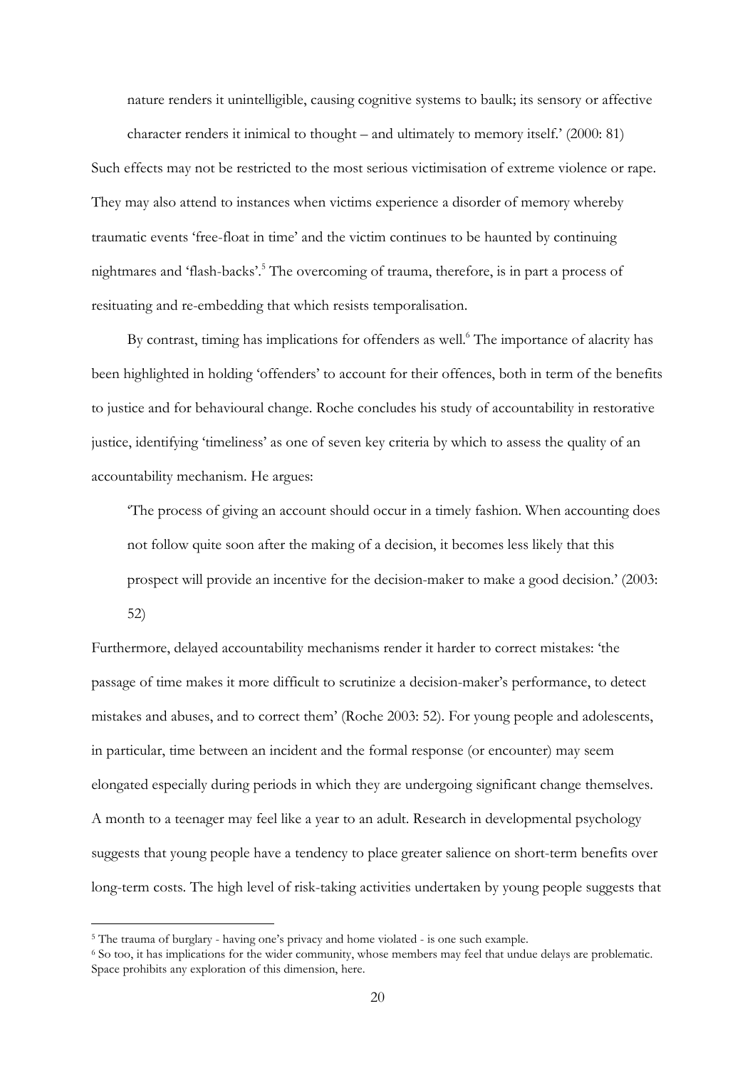> nature renders it unintelligible, causing cognitive systems to baulk; its sensory or affective character renders it inimical to thought – and ultimately to memory itself.' (2000: 81)

Such effects may not be restricted to the most serious victimisation of extreme violence or rape. They may also attend to instances when victims experience a disorder of memory whereby traumatic events 'free-float in time' and the victim continues to be haunted by continuing nightmares and 'flash-backs'.[5] The overcoming of trauma, therefore, is in part a process of resituating and re-embedding that which resists temporalisation.

By contrast, timing has implications for offenders as well.[6] The importance of alacrity has been highlighted in holding 'offenders' to account for their offences, both in term of the benefits to justice and for behavioural change. Roche concludes his study of accountability in restorative justice, identifying 'timeliness' as one of seven key criteria by which to assess the quality of an accountability mechanism. He argues:

> 'The process of giving an account should occur in a timely fashion. When accounting does not follow quite soon after the making of a decision, it becomes less likely that this prospect will provide an incentive for the decision-maker to make a good decision.' (2003: 52)

Furthermore, delayed accountability mechanisms render it harder to correct mistakes: 'the passage of time makes it more difficult to scrutinize a decision-maker's performance, to detect mistakes and abuses, and to correct them' (Roche 2003: 52). For young people and adolescents, in particular, time between an incident and the formal response (or encounter) may seem elongated especially during periods in which they are undergoing significant change themselves. A month to a teenager may feel like a year to an adult. Research in developmental psychology suggests that young people have a tendency to place greater salience on short-term benefits over long-term costs. The high level of risk-taking activities undertaken by young people suggests that

---

[5] The trauma of burglary - having one's privacy and home violated - is one such example.

[6] So too, it has implications for the wider community, whose members may feel that undue delays are problematic. Space prohibits any exploration of this dimension, here.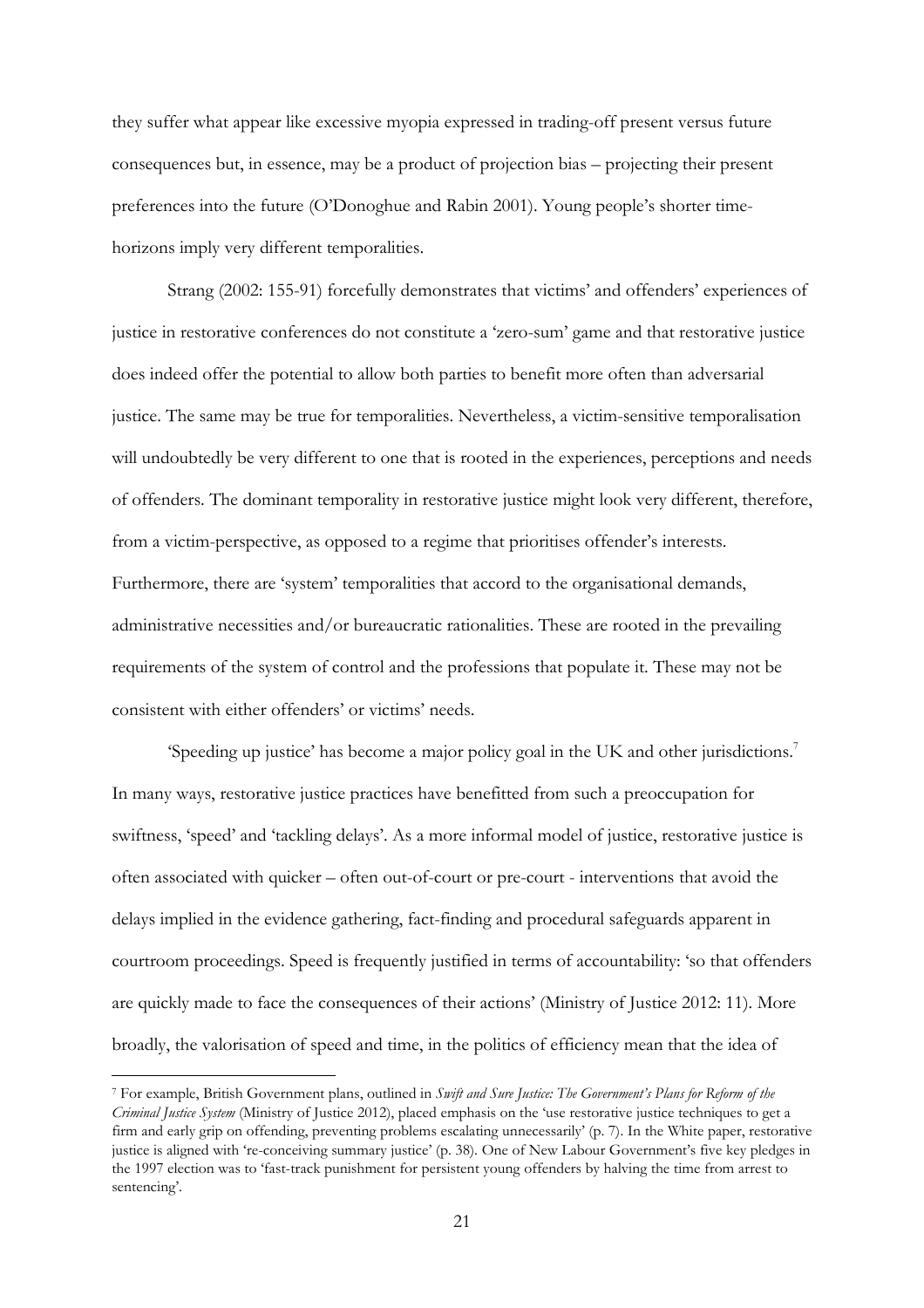they suffer what appear like excessive myopia expressed in trading-off present versus future consequences but, in essence, may be a product of projection bias – projecting their present preferences into the future (O'Donoghue and Rabin 2001). Young people's shorter time-horizons imply very different temporalities.

Strang (2002: 155-91) forcefully demonstrates that victims' and offenders' experiences of justice in restorative conferences do not constitute a 'zero-sum' game and that restorative justice does indeed offer the potential to allow both parties to benefit more often than adversarial justice. The same may be true for temporalities. Nevertheless, a victim-sensitive temporalisation will undoubtedly be very different to one that is rooted in the experiences, perceptions and needs of offenders. The dominant temporality in restorative justice might look very different, therefore, from a victim-perspective, as opposed to a regime that prioritises offender's interests. Furthermore, there are 'system' temporalities that accord to the organisational demands, administrative necessities and/or bureaucratic rationalities. These are rooted in the prevailing requirements of the system of control and the professions that populate it. These may not be consistent with either offenders' or victims' needs.

'Speeding up justice' has become a major policy goal in the UK and other jurisdictions.[7] In many ways, restorative justice practices have benefitted from such a preoccupation for swiftness, 'speed' and 'tackling delays'. As a more informal model of justice, restorative justice is often associated with quicker – often out-of-court or pre-court - interventions that avoid the delays implied in the evidence gathering, fact-finding and procedural safeguards apparent in courtroom proceedings. Speed is frequently justified in terms of accountability: 'so that offenders are quickly made to face the consequences of their actions' (Ministry of Justice 2012: 11). More broadly, the valorisation of speed and time, in the politics of efficiency mean that the idea of

---

[7] For example, British Government plans, outlined in *Swift and Sure Justice: The Government's Plans for Reform of the Criminal Justice System* (Ministry of Justice 2012), placed emphasis on the 'use restorative justice techniques to get a firm and early grip on offending, preventing problems escalating unnecessarily' (p. 7). In the White paper, restorative justice is aligned with 're-conceiving summary justice' (p. 38). One of New Labour Government's five key pledges in the 1997 election was to 'fast-track punishment for persistent young offenders by halving the time from arrest to sentencing'.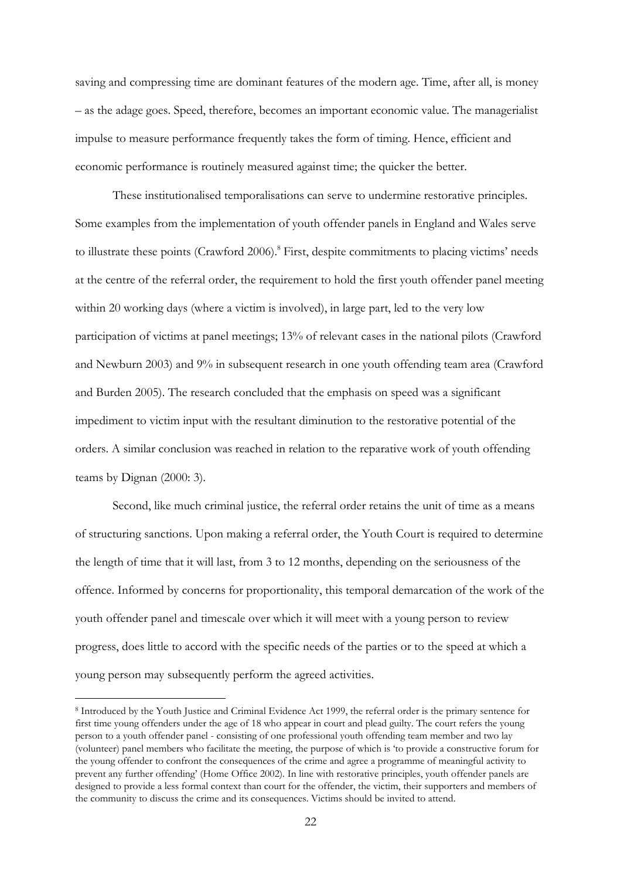saving and compressing time are dominant features of the modern age. Time, after all, is money – as the adage goes. Speed, therefore, becomes an important economic value. The managerialist impulse to measure performance frequently takes the form of timing. Hence, efficient and economic performance is routinely measured against time; the quicker the better.

These institutionalised temporalisations can serve to undermine restorative principles. Some examples from the implementation of youth offender panels in England and Wales serve to illustrate these points (Crawford 2006).[8] First, despite commitments to placing victims' needs at the centre of the referral order, the requirement to hold the first youth offender panel meeting within 20 working days (where a victim is involved), in large part, led to the very low participation of victims at panel meetings; 13% of relevant cases in the national pilots (Crawford and Newburn 2003) and 9% in subsequent research in one youth offending team area (Crawford and Burden 2005). The research concluded that the emphasis on speed was a significant impediment to victim input with the resultant diminution to the restorative potential of the orders. A similar conclusion was reached in relation to the reparative work of youth offending teams by Dignan (2000: 3).

Second, like much criminal justice, the referral order retains the unit of time as a means of structuring sanctions. Upon making a referral order, the Youth Court is required to determine the length of time that it will last, from 3 to 12 months, depending on the seriousness of the offence. Informed by concerns for proportionality, this temporal demarcation of the work of the youth offender panel and timescale over which it will meet with a young person to review progress, does little to accord with the specific needs of the parties or to the speed at which a young person may subsequently perform the agreed activities.

---

[8] Introduced by the Youth Justice and Criminal Evidence Act 1999, the referral order is the primary sentence for first time young offenders under the age of 18 who appear in court and plead guilty. The court refers the young person to a youth offender panel - consisting of one professional youth offending team member and two lay (volunteer) panel members who facilitate the meeting, the purpose of which is 'to provide a constructive forum for the young offender to confront the consequences of the crime and agree a programme of meaningful activity to prevent any further offending' (Home Office 2002). In line with restorative principles, youth offender panels are designed to provide a less formal context than court for the offender, the victim, their supporters and members of the community to discuss the crime and its consequences. Victims should be invited to attend.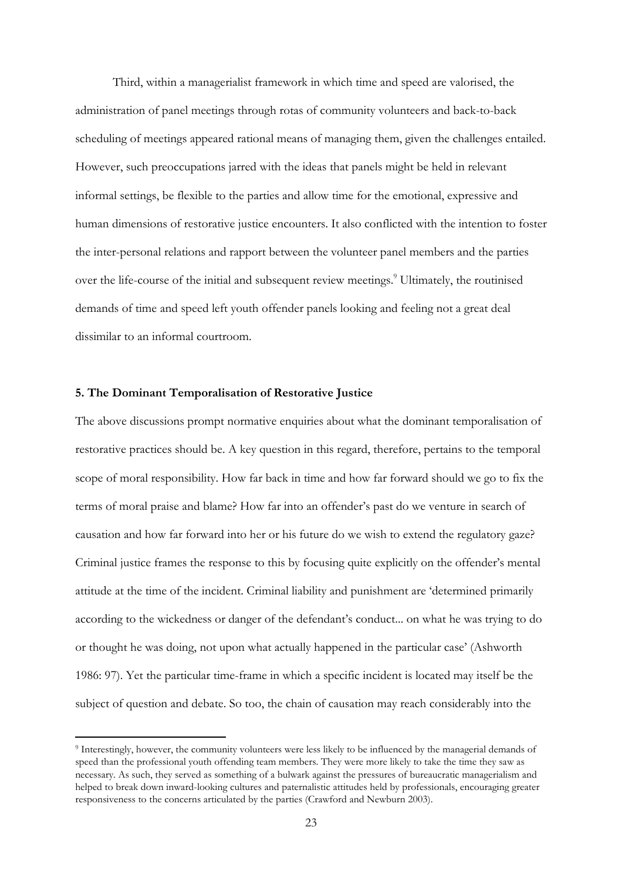Third, within a managerialist framework in which time and speed are valorised, the administration of panel meetings through rotas of community volunteers and back-to-back scheduling of meetings appeared rational means of managing them, given the challenges entailed. However, such preoccupations jarred with the ideas that panels might be held in relevant informal settings, be flexible to the parties and allow time for the emotional, expressive and human dimensions of restorative justice encounters. It also conflicted with the intention to foster the inter-personal relations and rapport between the volunteer panel members and the parties over the life-course of the initial and subsequent review meetings.[9] Ultimately, the routinised demands of time and speed left youth offender panels looking and feeling not a great deal dissimilar to an informal courtroom.

## 5. The Dominant Temporalisation of Restorative Justice

The above discussions prompt normative enquiries about what the dominant temporalisation of restorative practices should be. A key question in this regard, therefore, pertains to the temporal scope of moral responsibility. How far back in time and how far forward should we go to fix the terms of moral praise and blame? How far into an offender's past do we venture in search of causation and how far forward into her or his future do we wish to extend the regulatory gaze? Criminal justice frames the response to this by focusing quite explicitly on the offender's mental attitude at the time of the incident. Criminal liability and punishment are 'determined primarily according to the wickedness or danger of the defendant's conduct... on what he was trying to do or thought he was doing, not upon what actually happened in the particular case' (Ashworth 1986: 97). Yet the particular time-frame in which a specific incident is located may itself be the subject of question and debate. So too, the chain of causation may reach considerably into the

---

[9] Interestingly, however, the community volunteers were less likely to be influenced by the managerial demands of speed than the professional youth offending team members. They were more likely to take the time they saw as necessary. As such, they served as something of a bulwark against the pressures of bureaucratic managerialism and helped to break down inward-looking cultures and paternalistic attitudes held by professionals, encouraging greater responsiveness to the concerns articulated by the parties (Crawford and Newburn 2003).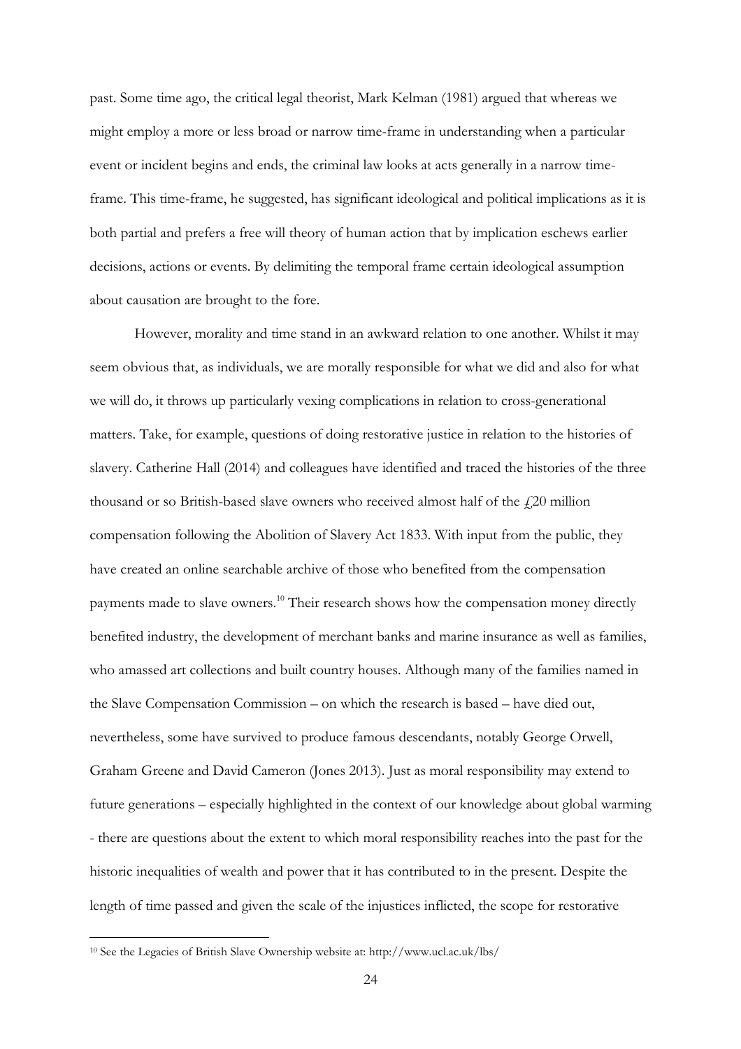past. Some time ago, the critical legal theorist, Mark Kelman (1981) argued that whereas we might employ a more or less broad or narrow time-frame in understanding when a particular event or incident begins and ends, the criminal law looks at acts generally in a narrow time-frame. This time-frame, he suggested, has significant ideological and political implications as it is both partial and prefers a free will theory of human action that by implication eschews earlier decisions, actions or events. By delimiting the temporal frame certain ideological assumption about causation are brought to the fore.

However, morality and time stand in an awkward relation to one another. Whilst it may seem obvious that, as individuals, we are morally responsible for what we did and also for what we will do, it throws up particularly vexing complications in relation to cross-generational matters. Take, for example, questions of doing restorative justice in relation to the histories of slavery. Catherine Hall (2014) and colleagues have identified and traced the histories of the three thousand or so British-based slave owners who received almost half of the £20 million compensation following the Abolition of Slavery Act 1833. With input from the public, they have created an online searchable archive of those who benefited from the compensation payments made to slave owners.[10] Their research shows how the compensation money directly benefited industry, the development of merchant banks and marine insurance as well as families, who amassed art collections and built country houses. Although many of the families named in the Slave Compensation Commission – on which the research is based – have died out, nevertheless, some have survived to produce famous descendants, notably George Orwell, Graham Greene and David Cameron (Jones 2013). Just as moral responsibility may extend to future generations – especially highlighted in the context of our knowledge about global warming - there are questions about the extent to which moral responsibility reaches into the past for the historic inequalities of wealth and power that it has contributed to in the present. Despite the length of time passed and given the scale of the injustices inflicted, the scope for restorative

[10] See the Legacies of British Slave Ownership website at: http://www.ucl.ac.uk/lbs/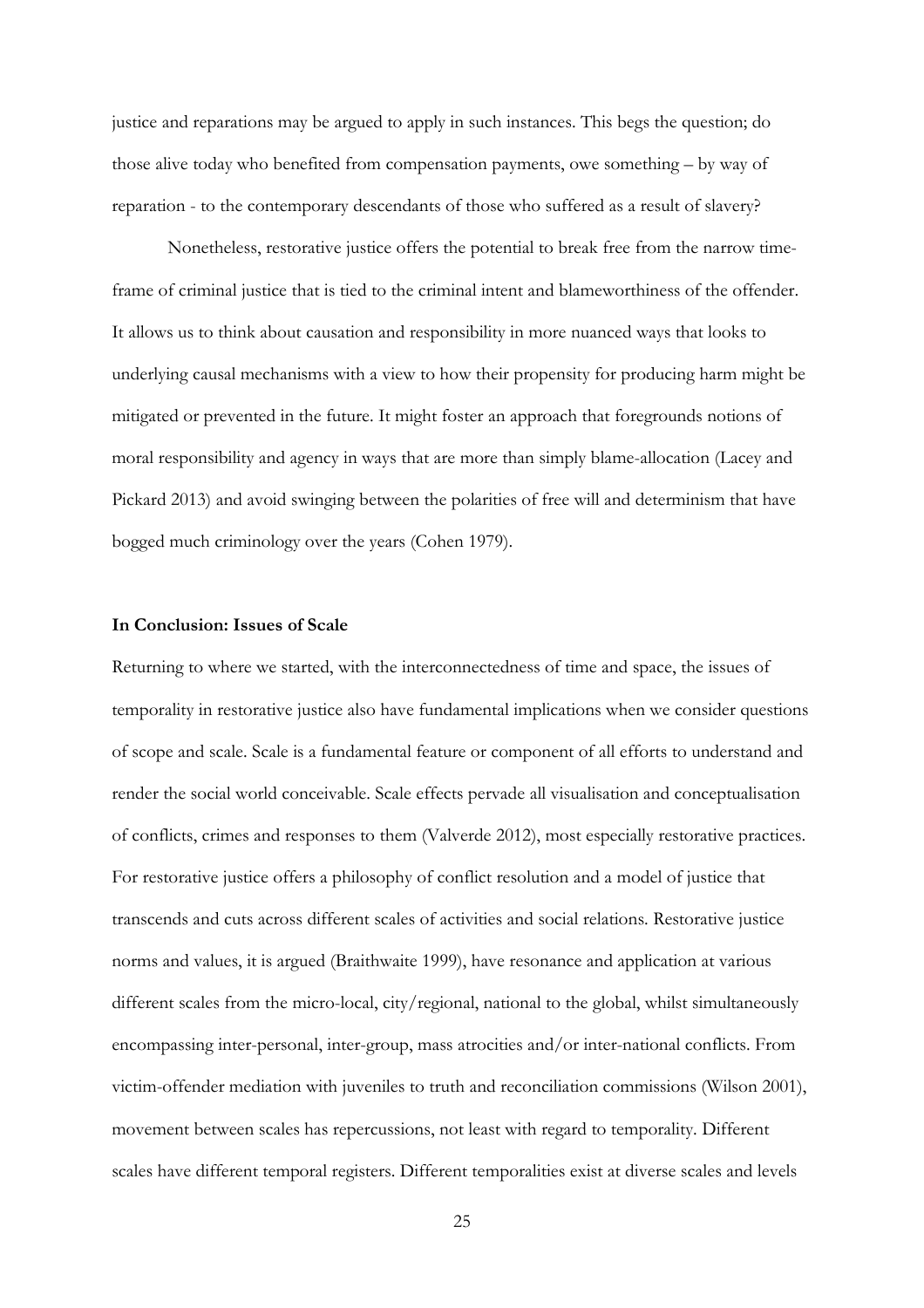justice and reparations may be argued to apply in such instances. This begs the question; do those alive today who benefited from compensation payments, owe something – by way of reparation - to the contemporary descendants of those who suffered as a result of slavery?

Nonetheless, restorative justice offers the potential to break free from the narrow time-frame of criminal justice that is tied to the criminal intent and blameworthiness of the offender. It allows us to think about causation and responsibility in more nuanced ways that looks to underlying causal mechanisms with a view to how their propensity for producing harm might be mitigated or prevented in the future. It might foster an approach that foregrounds notions of moral responsibility and agency in ways that are more than simply blame-allocation (Lacey and Pickard 2013) and avoid swinging between the polarities of free will and determinism that have bogged much criminology over the years (Cohen 1979).

## In Conclusion: Issues of Scale

Returning to where we started, with the interconnectedness of time and space, the issues of temporality in restorative justice also have fundamental implications when we consider questions of scope and scale. Scale is a fundamental feature or component of all efforts to understand and render the social world conceivable. Scale effects pervade all visualisation and conceptualisation of conflicts, crimes and responses to them (Valverde 2012), most especially restorative practices. For restorative justice offers a philosophy of conflict resolution and a model of justice that transcends and cuts across different scales of activities and social relations. Restorative justice norms and values, it is argued (Braithwaite 1999), have resonance and application at various different scales from the micro-local, city/regional, national to the global, whilst simultaneously encompassing inter-personal, inter-group, mass atrocities and/or inter-national conflicts. From victim-offender mediation with juveniles to truth and reconciliation commissions (Wilson 2001), movement between scales has repercussions, not least with regard to temporality. Different scales have different temporal registers. Different temporalities exist at diverse scales and levels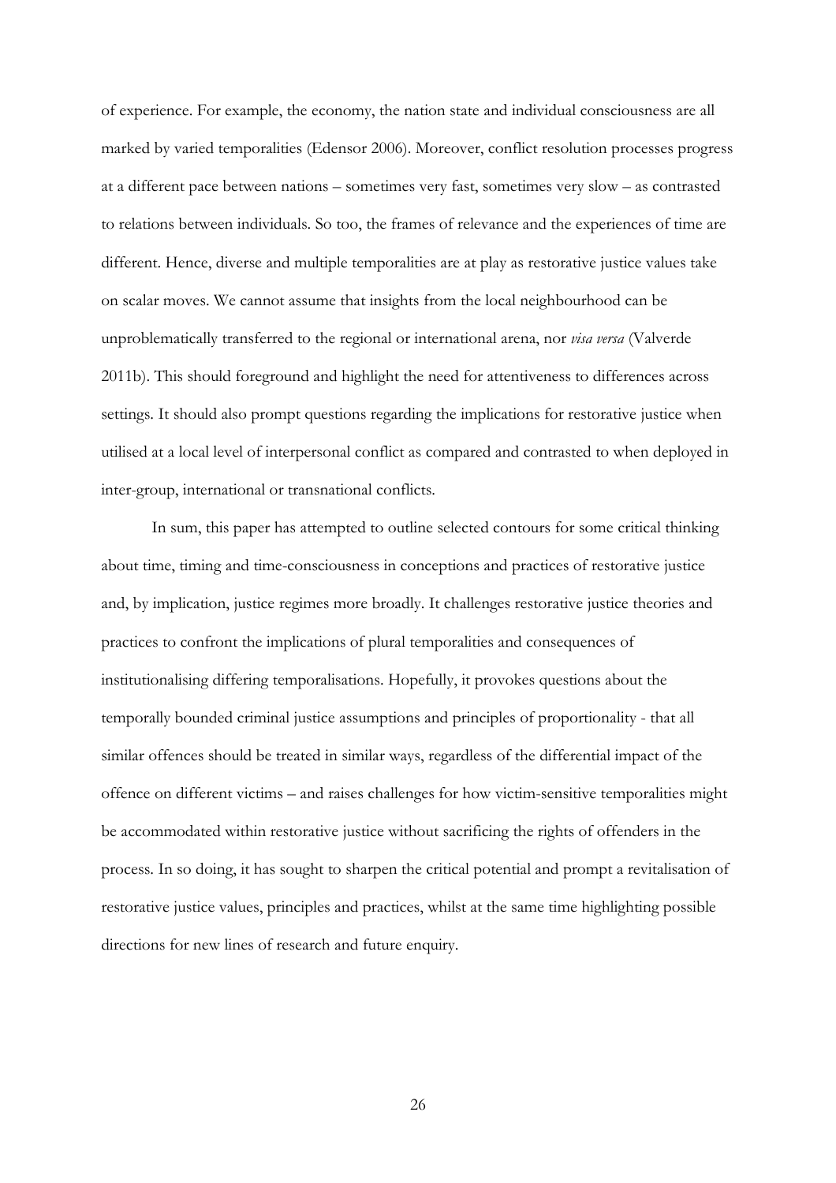of experience. For example, the economy, the nation state and individual consciousness are all marked by varied temporalities (Edensor 2006). Moreover, conflict resolution processes progress at a different pace between nations – sometimes very fast, sometimes very slow – as contrasted to relations between individuals. So too, the frames of relevance and the experiences of time are different. Hence, diverse and multiple temporalities are at play as restorative justice values take on scalar moves. We cannot assume that insights from the local neighbourhood can be unproblematically transferred to the regional or international arena, nor *visa versa* (Valverde 2011b). This should foreground and highlight the need for attentiveness to differences across settings. It should also prompt questions regarding the implications for restorative justice when utilised at a local level of interpersonal conflict as compared and contrasted to when deployed in inter-group, international or transnational conflicts.

In sum, this paper has attempted to outline selected contours for some critical thinking about time, timing and time-consciousness in conceptions and practices of restorative justice and, by implication, justice regimes more broadly. It challenges restorative justice theories and practices to confront the implications of plural temporalities and consequences of institutionalising differing temporalisations. Hopefully, it provokes questions about the temporally bounded criminal justice assumptions and principles of proportionality - that all similar offences should be treated in similar ways, regardless of the differential impact of the offence on different victims – and raises challenges for how victim-sensitive temporalities might be accommodated within restorative justice without sacrificing the rights of offenders in the process. In so doing, it has sought to sharpen the critical potential and prompt a revitalisation of restorative justice values, principles and practices, whilst at the same time highlighting possible directions for new lines of research and future enquiry.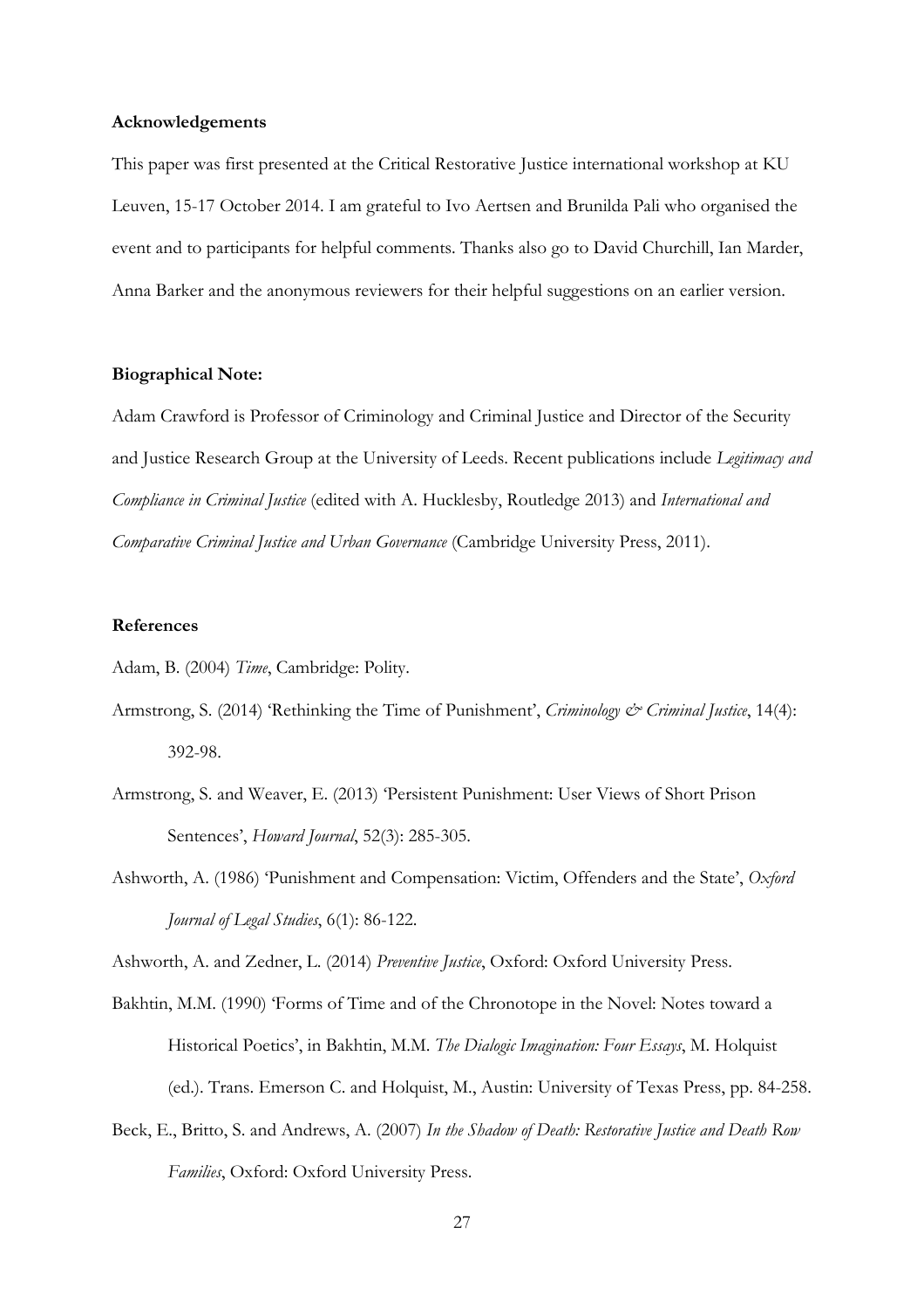**Acknowledgements**

This paper was first presented at the Critical Restorative Justice international workshop at KU Leuven, 15-17 October 2014. I am grateful to Ivo Aertsen and Brunilda Pali who organised the event and to participants for helpful comments. Thanks also go to David Churchill, Ian Marder, Anna Barker and the anonymous reviewers for their helpful suggestions on an earlier version.

**Biographical Note:**

Adam Crawford is Professor of Criminology and Criminal Justice and Director of the Security and Justice Research Group at the University of Leeds. Recent publications include *Legitimacy and Compliance in Criminal Justice* (edited with A. Hucklesby, Routledge 2013) and *International and Comparative Criminal Justice and Urban Governance* (Cambridge University Press, 2011).

**References**

Adam, B. (2004) *Time*, Cambridge: Polity.

Armstrong, S. (2014) 'Rethinking the Time of Punishment', *Criminology & Criminal Justice*, 14(4): 392-98.

Armstrong, S. and Weaver, E. (2013) 'Persistent Punishment: User Views of Short Prison Sentences', *Howard Journal*, 52(3): 285-305.

Ashworth, A. (1986) 'Punishment and Compensation: Victim, Offenders and the State', *Oxford Journal of Legal Studies*, 6(1): 86-122.

Ashworth, A. and Zedner, L. (2014) *Preventive Justice*, Oxford: Oxford University Press.

Bakhtin, M.M. (1990) 'Forms of Time and of the Chronotope in the Novel: Notes toward a Historical Poetics', in Bakhtin, M.M. *The Dialogic Imagination: Four Essays*, M. Holquist (ed.). Trans. Emerson C. and Holquist, M., Austin: University of Texas Press, pp. 84-258.

Beck, E., Britto, S. and Andrews, A. (2007) *In the Shadow of Death: Restorative Justice and Death Row Families*, Oxford: Oxford University Press.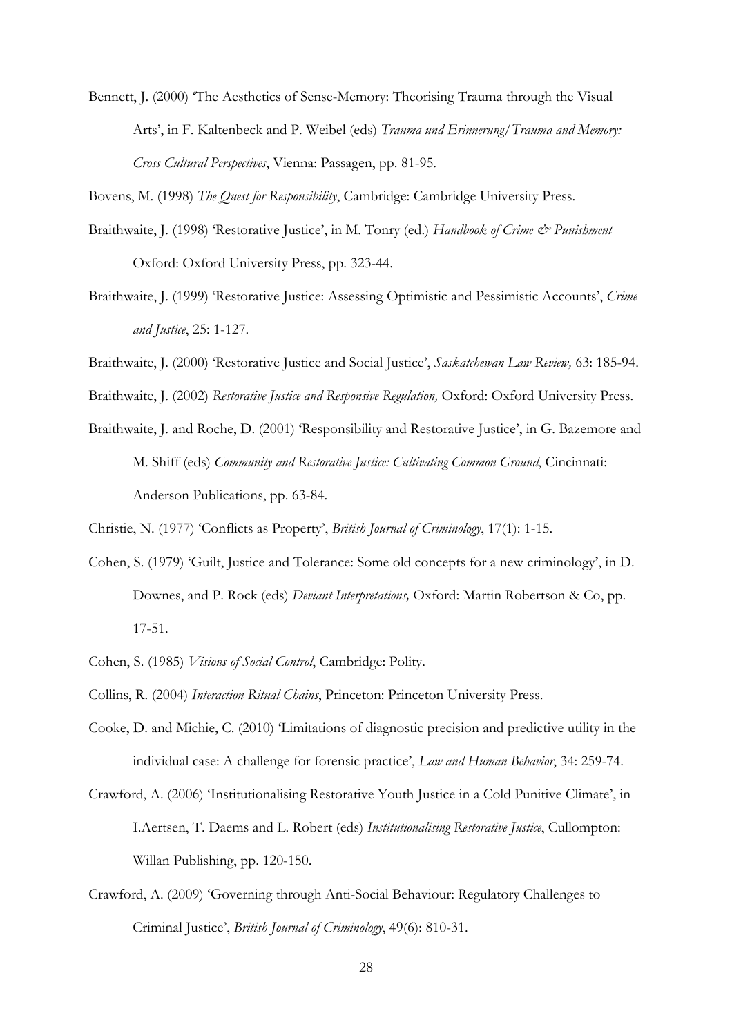Bennett, J. (2000) 'The Aesthetics of Sense-Memory: Theorising Trauma through the Visual Arts', in F. Kaltenbeck and P. Weibel (eds) *Trauma und Erinnerung/Trauma and Memory: Cross Cultural Perspectives*, Vienna: Passagen, pp. 81-95.

Bovens, M. (1998) *The Quest for Responsibility*, Cambridge: Cambridge University Press.

Braithwaite, J. (1998) 'Restorative Justice', in M. Tonry (ed.) *Handbook of Crime & Punishment* Oxford: Oxford University Press, pp. 323-44.

Braithwaite, J. (1999) 'Restorative Justice: Assessing Optimistic and Pessimistic Accounts', *Crime and Justice*, 25: 1-127.

Braithwaite, J. (2000) 'Restorative Justice and Social Justice', *Saskatchewan Law Review,* 63: 185-94.

Braithwaite, J. (2002) *Restorative Justice and Responsive Regulation,* Oxford: Oxford University Press.

Braithwaite, J. and Roche, D. (2001) 'Responsibility and Restorative Justice', in G. Bazemore and M. Shiff (eds) *Community and Restorative Justice: Cultivating Common Ground*, Cincinnati: Anderson Publications, pp. 63-84.

Christie, N. (1977) 'Conflicts as Property', *British Journal of Criminology*, 17(1): 1-15.

Cohen, S. (1979) 'Guilt, Justice and Tolerance: Some old concepts for a new criminology', in D. Downes, and P. Rock (eds) *Deviant Interpretations,* Oxford: Martin Robertson & Co, pp. 17-51.

Cohen, S. (1985) *Visions of Social Control*, Cambridge: Polity.

Collins, R. (2004) *Interaction Ritual Chains*, Princeton: Princeton University Press.

Cooke, D. and Michie, C. (2010) 'Limitations of diagnostic precision and predictive utility in the individual case: A challenge for forensic practice', *Law and Human Behavior*, 34: 259-74.

Crawford, A. (2006) 'Institutionalising Restorative Youth Justice in a Cold Punitive Climate', in I.Aertsen, T. Daems and L. Robert (eds) *Institutionalising Restorative Justice*, Cullompton: Willan Publishing, pp. 120-150.

Crawford, A. (2009) 'Governing through Anti-Social Behaviour: Regulatory Challenges to Criminal Justice', *British Journal of Criminology*, 49(6): 810-31.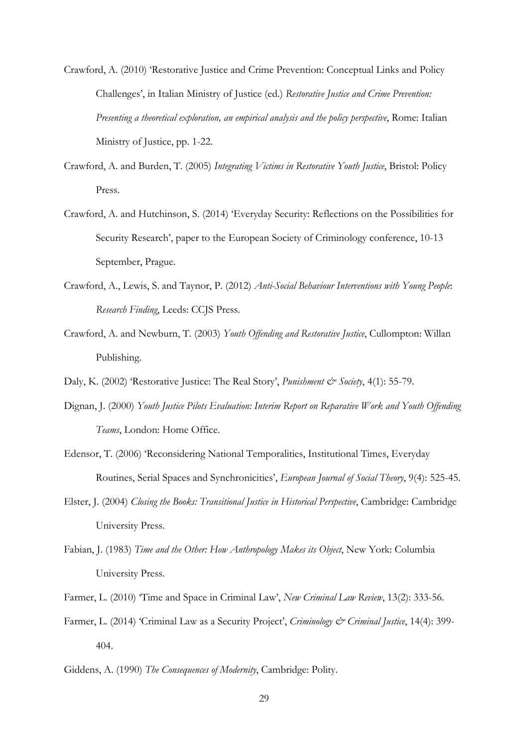Crawford, A. (2010) 'Restorative Justice and Crime Prevention: Conceptual Links and Policy Challenges', in Italian Ministry of Justice (ed.) *Restorative Justice and Crime Prevention: Presenting a theoretical exploration, an empirical analysis and the policy perspective*, Rome: Italian Ministry of Justice, pp. 1-22.

Crawford, A. and Burden, T. (2005) *Integrating Victims in Restorative Youth Justice*, Bristol: Policy Press.

Crawford, A. and Hutchinson, S. (2014) 'Everyday Security: Reflections on the Possibilities for Security Research', paper to the European Society of Criminology conference, 10-13 September, Prague.

Crawford, A., Lewis, S. and Taynor, P. (2012) *Anti-Social Behaviour Interventions with Young People: Research Finding*, Leeds: CCJS Press.

Crawford, A. and Newburn, T. (2003) *Youth Offending and Restorative Justice*, Cullompton: Willan Publishing.

Daly, K. (2002) 'Restorative Justice: The Real Story', *Punishment & Society*, 4(1): 55-79.

Dignan, J. (2000) *Youth Justice Pilots Evaluation: Interim Report on Reparative Work and Youth Offending Teams*, London: Home Office.

Edensor, T. (2006) 'Reconsidering National Temporalities, Institutional Times, Everyday Routines, Serial Spaces and Synchronicities', *European Journal of Social Theory*, 9(4): 525-45.

Elster, J. (2004) *Closing the Books: Transitional Justice in Historical Perspective*, Cambridge: Cambridge University Press.

Fabian, J. (1983) *Time and the Other: How Anthropology Makes its Object*, New York: Columbia University Press.

Farmer, L. (2010) 'Time and Space in Criminal Law', *New Criminal Law Review*, 13(2): 333-56.

Farmer, L. (2014) 'Criminal Law as a Security Project', *Criminology & Criminal Justice*, 14(4): 399-404.

Giddens, A. (1990) *The Consequences of Modernity*, Cambridge: Polity.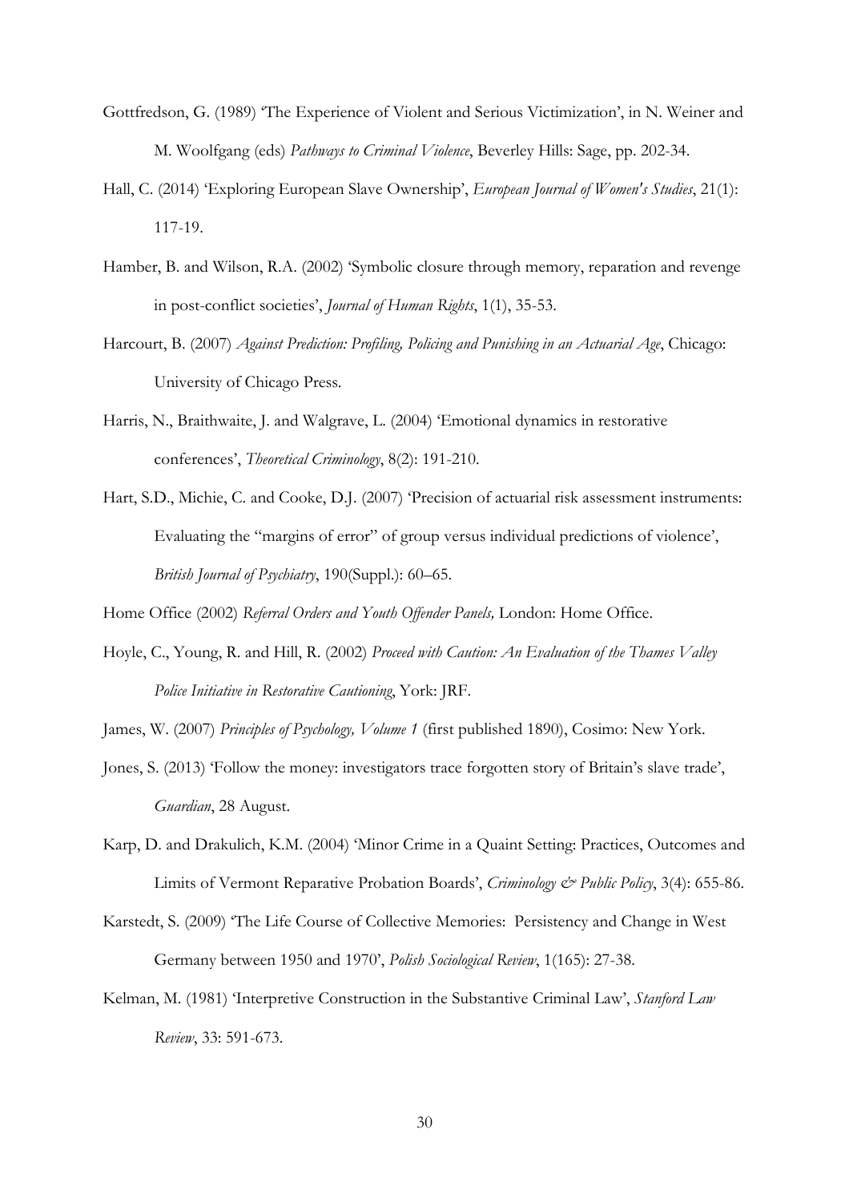Gottfredson, G. (1989) 'The Experience of Violent and Serious Victimization', in N. Weiner and M. Woolfgang (eds) *Pathways to Criminal Violence*, Beverley Hills: Sage, pp. 202-34.

Hall, C. (2014) 'Exploring European Slave Ownership', *European Journal of Women's Studies*, 21(1): 117-19.

Hamber, B. and Wilson, R.A. (2002) 'Symbolic closure through memory, reparation and revenge in post-conflict societies', *Journal of Human Rights*, 1(1), 35-53.

Harcourt, B. (2007) *Against Prediction: Profiling, Policing and Punishing in an Actuarial Age*, Chicago: University of Chicago Press.

Harris, N., Braithwaite, J. and Walgrave, L. (2004) 'Emotional dynamics in restorative conferences', *Theoretical Criminology*, 8(2): 191-210.

Hart, S.D., Michie, C. and Cooke, D.J. (2007) 'Precision of actuarial risk assessment instruments: Evaluating the "margins of error" of group versus individual predictions of violence', *British Journal of Psychiatry*, 190(Suppl.): 60–65.

Home Office (2002) *Referral Orders and Youth Offender Panels,* London: Home Office.

Hoyle, C., Young, R. and Hill, R. (2002) *Proceed with Caution: An Evaluation of the Thames Valley Police Initiative in Restorative Cautioning*, York: JRF.

James, W. (2007) *Principles of Psychology, Volume 1* (first published 1890), Cosimo: New York.

Jones, S. (2013) 'Follow the money: investigators trace forgotten story of Britain's slave trade', *Guardian*, 28 August.

Karp, D. and Drakulich, K.M. (2004) 'Minor Crime in a Quaint Setting: Practices, Outcomes and Limits of Vermont Reparative Probation Boards', *Criminology & Public Policy*, 3(4): 655-86.

Karstedt, S. (2009) 'The Life Course of Collective Memories: Persistency and Change in West Germany between 1950 and 1970', *Polish Sociological Review*, 1(165): 27-38.

Kelman, M. (1981) 'Interpretive Construction in the Substantive Criminal Law', *Stanford Law Review*, 33: 591-673.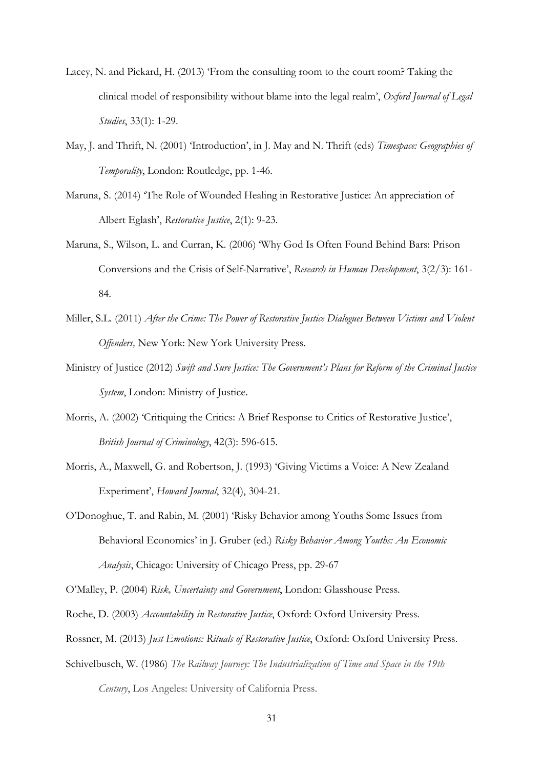Lacey, N. and Pickard, H. (2013) 'From the consulting room to the court room? Taking the clinical model of responsibility without blame into the legal realm', *Oxford Journal of Legal Studies*, 33(1): 1-29.

May, J. and Thrift, N. (2001) 'Introduction', in J. May and N. Thrift (eds) *Timespace: Geographies of Temporality*, London: Routledge, pp. 1-46.

Maruna, S. (2014) 'The Role of Wounded Healing in Restorative Justice: An appreciation of Albert Eglash', *Restorative Justice*, 2(1): 9-23.

Maruna, S., Wilson, L. and Curran, K. (2006) 'Why God Is Often Found Behind Bars: Prison Conversions and the Crisis of Self-Narrative', *Research in Human Development*, 3(2/3): 161-84.

Miller, S.L. (2011) *After the Crime: The Power of Restorative Justice Dialogues Between Victims and Violent Offenders,* New York: New York University Press.

Ministry of Justice (2012) *Swift and Sure Justice: The Government's Plans for Reform of the Criminal Justice System*, London: Ministry of Justice.

Morris, A. (2002) 'Critiquing the Critics: A Brief Response to Critics of Restorative Justice', *British Journal of Criminology*, 42(3): 596-615.

Morris, A., Maxwell, G. and Robertson, J. (1993) 'Giving Victims a Voice: A New Zealand Experiment', *Howard Journal*, 32(4), 304-21.

O'Donoghue, T. and Rabin, M. (2001) 'Risky Behavior among Youths Some Issues from Behavioral Economics' in J. Gruber (ed.) *Risky Behavior Among Youths: An Economic Analysis*, Chicago: University of Chicago Press, pp. 29-67

O'Malley, P. (2004) *Risk, Uncertainty and Government*, London: Glasshouse Press.

Roche, D. (2003) *Accountability in Restorative Justice*, Oxford: Oxford University Press.

Rossner, M. (2013) *Just Emotions: Rituals of Restorative Justice*, Oxford: Oxford University Press.

Schivelbusch, W. (1986) *The Railway Journey: The Industrialization of Time and Space in the 19th Century*, Los Angeles: University of California Press.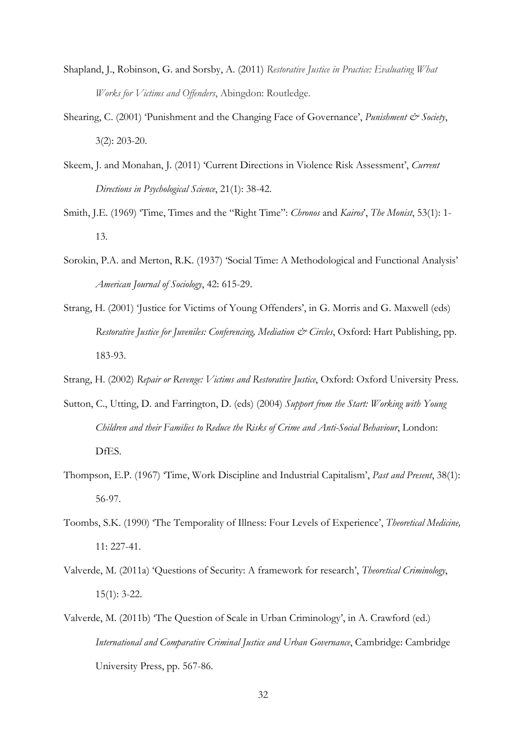Shapland, J., Robinson, G. and Sorsby, A. (2011) *Restorative Justice in Practice: Evaluating What Works for Victims and Offenders*, Abingdon: Routledge.

Shearing, C. (2001) 'Punishment and the Changing Face of Governance', *Punishment & Society*, 3(2): 203-20.

Skeem, J. and Monahan, J. (2011) 'Current Directions in Violence Risk Assessment', *Current Directions in Psychological Science*, 21(1): 38-42.

Smith, J.E. (1969) 'Time, Times and the "Right Time": *Chronos* and *Kairos*', *The Monist*, 53(1): 1-13.

Sorokin, P.A. and Merton, R.K. (1937) 'Social Time: A Methodological and Functional Analysis' *American Journal of Sociology*, 42: 615-29.

Strang, H. (2001) 'Justice for Victims of Young Offenders', in G. Morris and G. Maxwell (eds) *Restorative Justice for Juveniles: Conferencing, Mediation & Circles*, Oxford: Hart Publishing, pp. 183-93.

Strang, H. (2002) *Repair or Revenge: Victims and Restorative Justice*, Oxford: Oxford University Press.

Sutton, C., Utting, D. and Farrington, D. (eds) (2004) *Support from the Start: Working with Young Children and their Families to Reduce the Risks of Crime and Anti-Social Behaviour*, London: DfES.

Thompson, E.P. (1967) 'Time, Work Discipline and Industrial Capitalism', *Past and Present*, 38(1): 56-97.

Toombs, S.K. (1990) 'The Temporality of Illness: Four Levels of Experience', *Theoretical Medicine,* 11: 227-41.

Valverde, M. (2011a) 'Questions of Security: A framework for research', *Theoretical Criminology*, 15(1): 3-22.

Valverde, M. (2011b) 'The Question of Scale in Urban Criminology', in A. Crawford (ed.) *International and Comparative Criminal Justice and Urban Governance*, Cambridge: Cambridge University Press, pp. 567-86.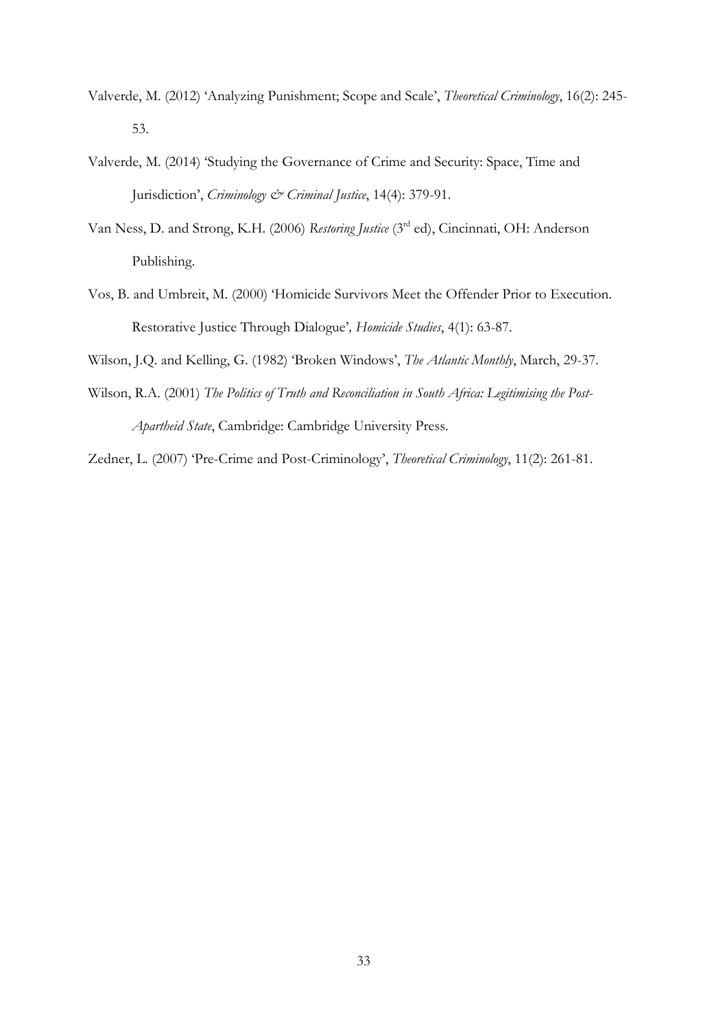Valverde, M. (2012) 'Analyzing Punishment; Scope and Scale', *Theoretical Criminology*, 16(2): 245-53.

Valverde, M. (2014) 'Studying the Governance of Crime and Security: Space, Time and Jurisdiction', *Criminology & Criminal Justice*, 14(4): 379-91.

Van Ness, D. and Strong, K.H. (2006) *Restoring Justice* (3rd ed), Cincinnati, OH: Anderson Publishing.

Vos, B. and Umbreit, M. (2000) 'Homicide Survivors Meet the Offender Prior to Execution. Restorative Justice Through Dialogue', *Homicide Studies*, 4(1): 63-87.

Wilson, J.Q. and Kelling, G. (1982) 'Broken Windows', *The Atlantic Monthly*, March, 29-37.

Wilson, R.A. (2001) *The Politics of Truth and Reconciliation in South Africa: Legitimising the Post-Apartheid State*, Cambridge: Cambridge University Press.

Zedner, L. (2007) 'Pre-Crime and Post-Criminology', *Theoretical Criminology*, 11(2): 261-81.